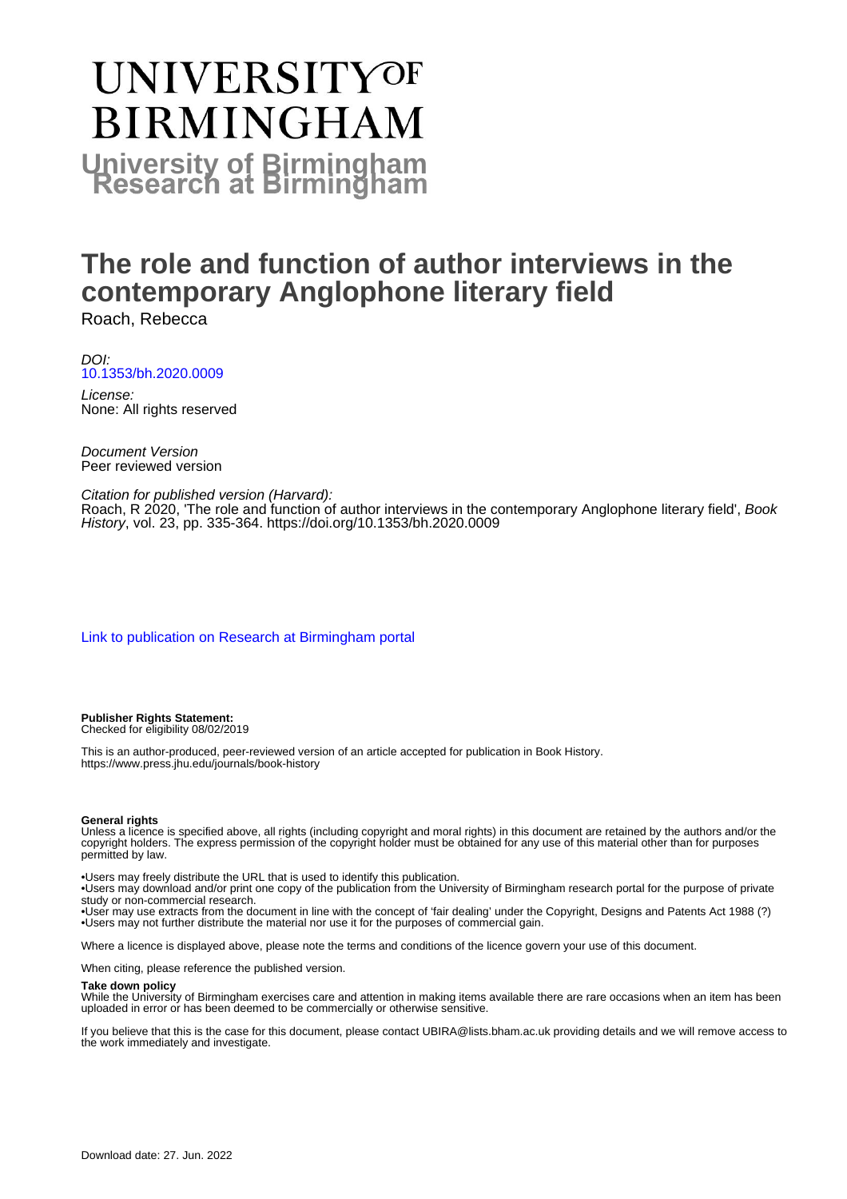# UNIVERSITY OF BIRMINGHAM

## University of Birmingham Research at Birmingham

# The role and function of author interviews in the contemporary Anglophone literary field

Roach, Rebecca

*DOI:*
10.1353/bh.2020.0009

*License:*
None: All rights reserved

*Document Version*
Peer reviewed version

*Citation for published version (Harvard):*
Roach, R 2020, 'The role and function of author interviews in the contemporary Anglophone literary field', *Book History*, vol. 23, pp. 335-364. https://doi.org/10.1353/bh.2020.0009

Link to publication on Research at Birmingham portal

**Publisher Rights Statement:**
Checked for eligibility 08/02/2019

This is an author-produced, peer-reviewed version of an article accepted for publication in Book History.
https://www.press.jhu.edu/journals/book-history

**General rights**
Unless a licence is specified above, all rights (including copyright and moral rights) in this document are retained by the authors and/or the copyright holders. The express permission of the copyright holder must be obtained for any use of this material other than for purposes permitted by law.

•Users may freely distribute the URL that is used to identify this publication.
•Users may download and/or print one copy of the publication from the University of Birmingham research portal for the purpose of private study or non-commercial research.
•User may use extracts from the document in line with the concept of 'fair dealing' under the Copyright, Designs and Patents Act 1988 (?)
•Users may not further distribute the material nor use it for the purposes of commercial gain.

Where a licence is displayed above, please note the terms and conditions of the licence govern your use of this document.

When citing, please reference the published version.

**Take down policy**
While the University of Birmingham exercises care and attention in making items available there are rare occasions when an item has been uploaded in error or has been deemed to be commercially or otherwise sensitive.

If you believe that this is the case for this document, please contact UBIRA@lists.bham.ac.uk providing details and we will remove access to the work immediately and investigate.

Download date: 27. Jun. 2022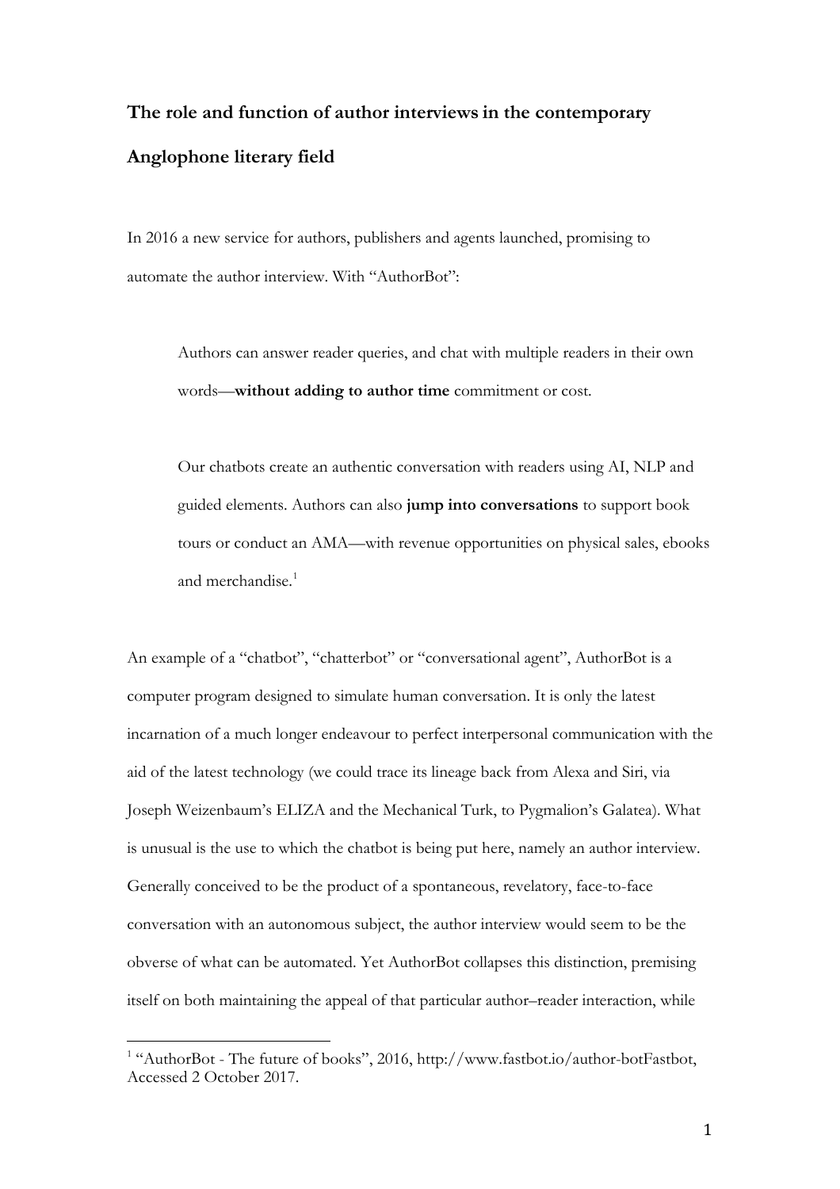**The role and function of author interviews in the contemporary Anglophone literary field**

In 2016 a new service for authors, publishers and agents launched, promising to automate the author interview. With "AuthorBot":

> Authors can answer reader queries, and chat with multiple readers in their own words—**without adding to author time** commitment or cost.
>
> Our chatbots create an authentic conversation with readers using AI, NLP and guided elements. Authors can also **jump into conversations** to support book tours or conduct an AMA—with revenue opportunities on physical sales, ebooks and merchandise.[1]

An example of a "chatbot", "chatterbot" or "conversational agent", AuthorBot is a computer program designed to simulate human conversation. It is only the latest incarnation of a much longer endeavour to perfect interpersonal communication with the aid of the latest technology (we could trace its lineage back from Alexa and Siri, via Joseph Weizenbaum's ELIZA and the Mechanical Turk, to Pygmalion's Galatea). What is unusual is the use to which the chatbot is being put here, namely an author interview. Generally conceived to be the product of a spontaneous, revelatory, face-to-face conversation with an autonomous subject, the author interview would seem to be the obverse of what can be automated. Yet AuthorBot collapses this distinction, premising itself on both maintaining the appeal of that particular author–reader interaction, while

[1] "AuthorBot - The future of books", 2016, http://www.fastbot.io/author-botFastbot, Accessed 2 October 2017.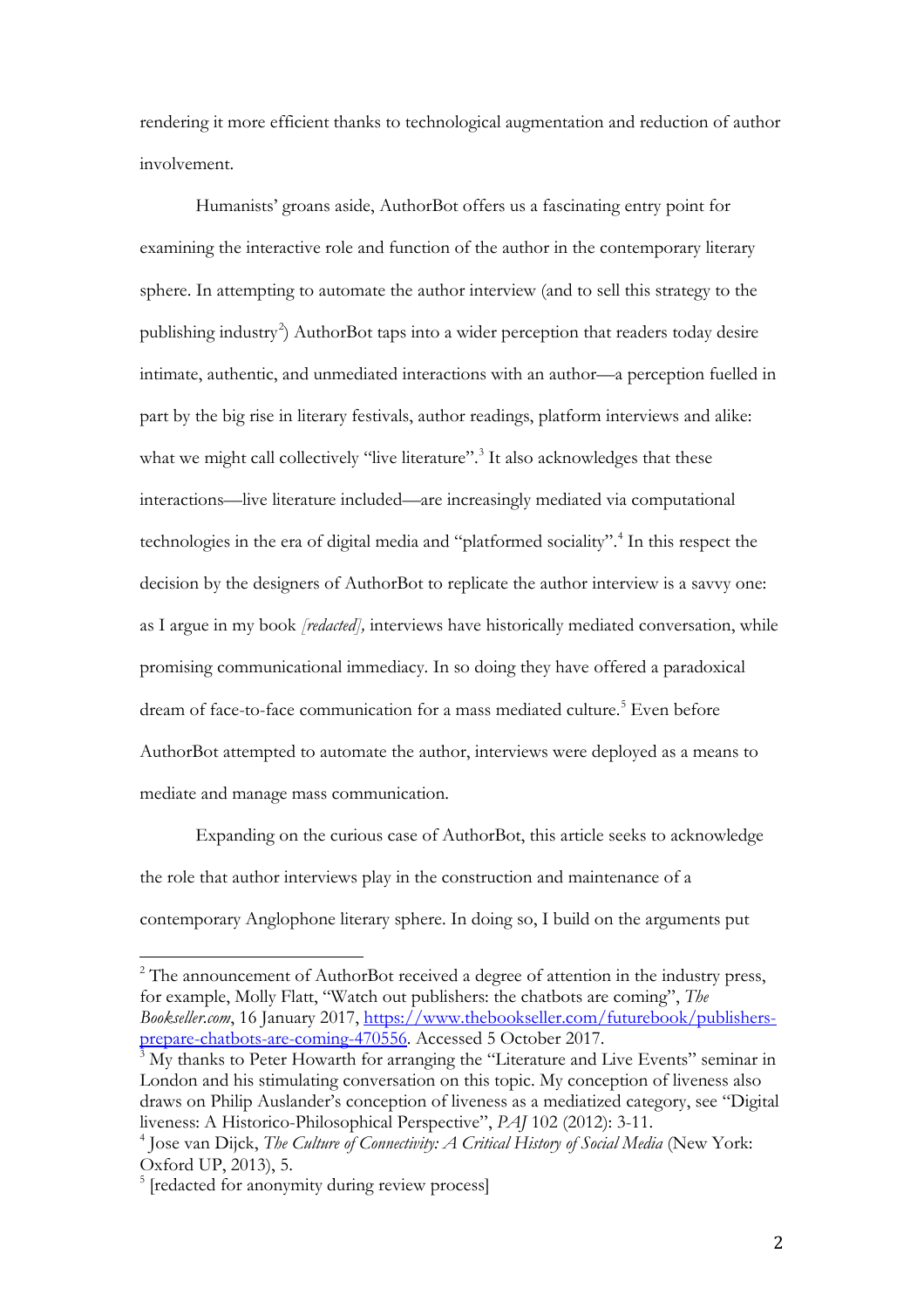rendering it more efficient thanks to technological augmentation and reduction of author involvement.

Humanists' groans aside, AuthorBot offers us a fascinating entry point for examining the interactive role and function of the author in the contemporary literary sphere. In attempting to automate the author interview (and to sell this strategy to the publishing industry[2]) AuthorBot taps into a wider perception that readers today desire intimate, authentic, and unmediated interactions with an author—a perception fuelled in part by the big rise in literary festivals, author readings, platform interviews and alike: what we might call collectively "live literature".[3] It also acknowledges that these interactions—live literature included—are increasingly mediated via computational technologies in the era of digital media and "platformed sociality".[4] In this respect the decision by the designers of AuthorBot to replicate the author interview is a savvy one: as I argue in my book *[redacted],* interviews have historically mediated conversation, while promising communicational immediacy. In so doing they have offered a paradoxical dream of face-to-face communication for a mass mediated culture.[5] Even before AuthorBot attempted to automate the author, interviews were deployed as a means to mediate and manage mass communication.

Expanding on the curious case of AuthorBot, this article seeks to acknowledge the role that author interviews play in the construction and maintenance of a contemporary Anglophone literary sphere. In doing so, I build on the arguments put

---

[2] The announcement of AuthorBot received a degree of attention in the industry press, for example, Molly Flatt, "Watch out publishers: the chatbots are coming", *The Bookseller.com*, 16 January 2017, https://www.thebookseller.com/futurebook/publishers-prepare-chatbots-are-coming-470556. Accessed 5 October 2017.

[3] My thanks to Peter Howarth for arranging the "Literature and Live Events" seminar in London and his stimulating conversation on this topic. My conception of liveness also draws on Philip Auslander's conception of liveness as a mediatized category, see "Digital liveness: A Historico-Philosophical Perspective", *PAJ* 102 (2012): 3-11.

[4] Jose van Dijck, *The Culture of Connectivity: A Critical History of Social Media* (New York: Oxford UP, 2013), 5.

[5] [redacted for anonymity during review process]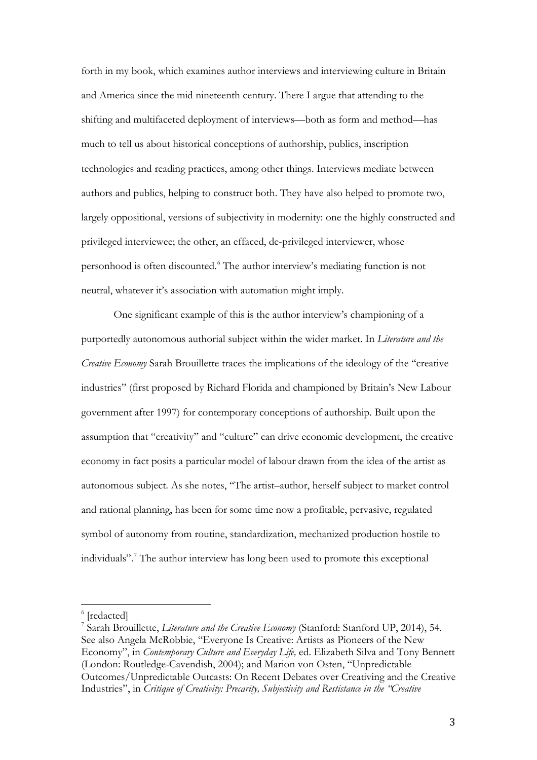forth in my book, which examines author interviews and interviewing culture in Britain and America since the mid nineteenth century. There I argue that attending to the shifting and multifaceted deployment of interviews—both as form and method—has much to tell us about historical conceptions of authorship, publics, inscription technologies and reading practices, among other things. Interviews mediate between authors and publics, helping to construct both. They have also helped to promote two, largely oppositional, versions of subjectivity in modernity: one the highly constructed and privileged interviewee; the other, an effaced, de-privileged interviewer, whose personhood is often discounted.[6] The author interview's mediating function is not neutral, whatever it's association with automation might imply.

One significant example of this is the author interview's championing of a purportedly autonomous authorial subject within the wider market. In *Literature and the Creative Economy* Sarah Brouillette traces the implications of the ideology of the "creative industries" (first proposed by Richard Florida and championed by Britain's New Labour government after 1997) for contemporary conceptions of authorship. Built upon the assumption that "creativity" and "culture" can drive economic development, the creative economy in fact posits a particular model of labour drawn from the idea of the artist as autonomous subject. As she notes, "The artist–author, herself subject to market control and rational planning, has been for some time now a profitable, pervasive, regulated symbol of autonomy from routine, standardization, mechanized production hostile to individuals".[7] The author interview has long been used to promote this exceptional

[6] [redacted]

[7] Sarah Brouillette, *Literature and the Creative Economy* (Stanford: Stanford UP, 2014), 54. See also Angela McRobbie, "Everyone Is Creative: Artists as Pioneers of the New Economy", in *Contemporary Culture and Everyday Life,* ed. Elizabeth Silva and Tony Bennett (London: Routledge-Cavendish, 2004); and Marion von Osten, "Unpredictable Outcomes/Unpredictable Outcasts: On Recent Debates over Creativing and the Creative Industries", in *Critique of Creativity: Precarity, Subjectivity and Restistance in the "Creative*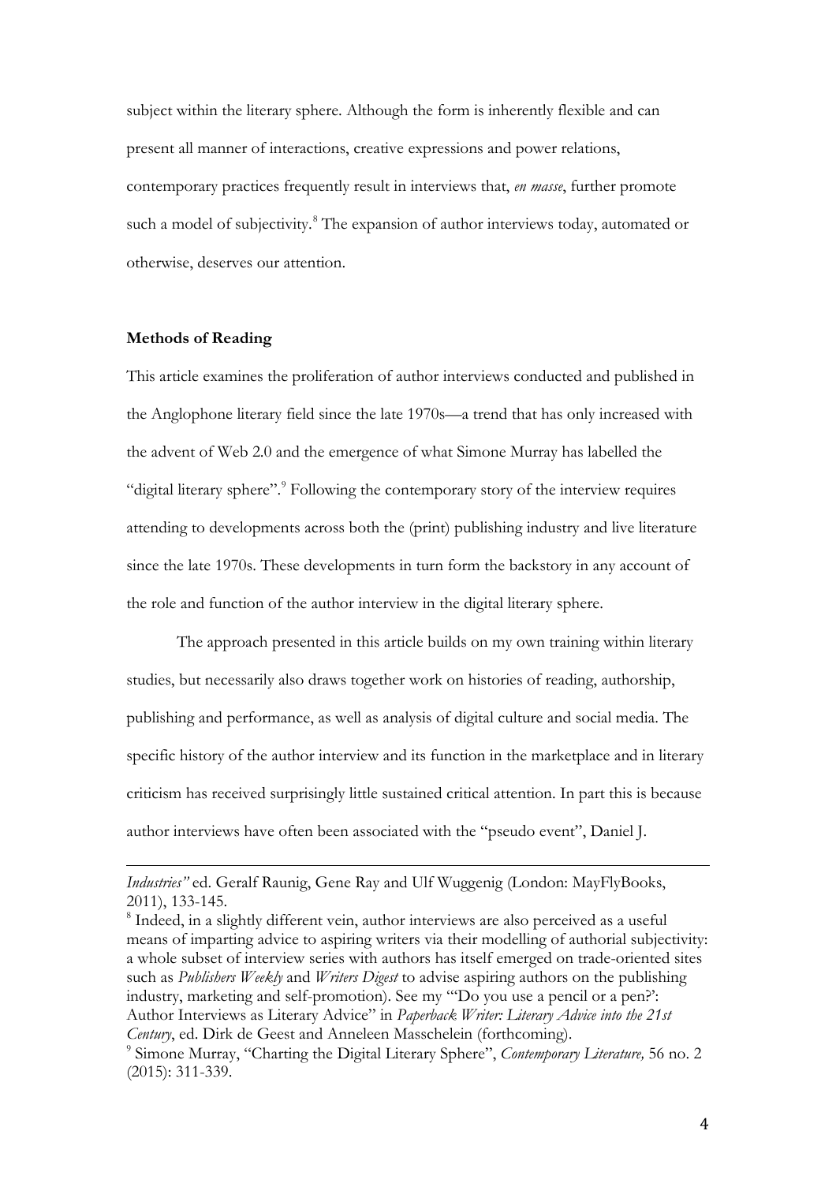subject within the literary sphere. Although the form is inherently flexible and can present all manner of interactions, creative expressions and power relations, contemporary practices frequently result in interviews that, *en masse*, further promote such a model of subjectivity.[8] The expansion of author interviews today, automated or otherwise, deserves our attention.

**Methods of Reading**

This article examines the proliferation of author interviews conducted and published in the Anglophone literary field since the late 1970s—a trend that has only increased with the advent of Web 2.0 and the emergence of what Simone Murray has labelled the "digital literary sphere".[9] Following the contemporary story of the interview requires attending to developments across both the (print) publishing industry and live literature since the late 1970s. These developments in turn form the backstory in any account of the role and function of the author interview in the digital literary sphere.

The approach presented in this article builds on my own training within literary studies, but necessarily also draws together work on histories of reading, authorship, publishing and performance, as well as analysis of digital culture and social media. The specific history of the author interview and its function in the marketplace and in literary criticism has received surprisingly little sustained critical attention. In part this is because author interviews have often been associated with the "pseudo event", Daniel J.

---

*Industries"* ed. Geralf Raunig, Gene Ray and Ulf Wuggenig (London: MayFlyBooks, 2011), 133-145.

[8] Indeed, in a slightly different vein, author interviews are also perceived as a useful means of imparting advice to aspiring writers via their modelling of authorial subjectivity: a whole subset of interview series with authors has itself emerged on trade-oriented sites such as *Publishers Weekly* and *Writers Digest* to advise aspiring authors on the publishing industry, marketing and self-promotion). See my "'Do you use a pencil or a pen?': Author Interviews as Literary Advice" in *Paperback Writer: Literary Advice into the 21st Century*, ed. Dirk de Geest and Anneleen Masschelein (forthcoming).

[9] Simone Murray, "Charting the Digital Literary Sphere", *Contemporary Literature,* 56 no. 2 (2015): 311-339.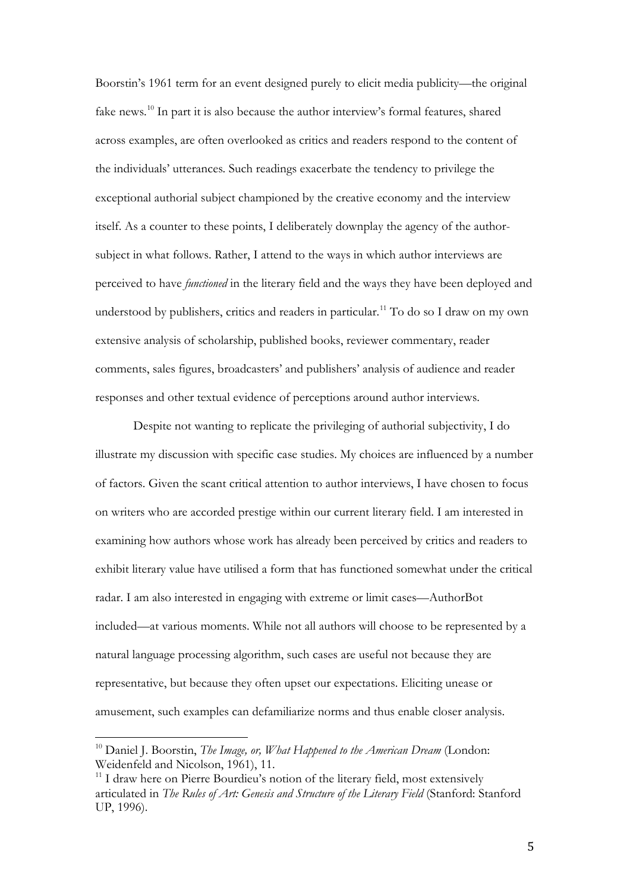Boorstin's 1961 term for an event designed purely to elicit media publicity—the original fake news.[10] In part it is also because the author interview's formal features, shared across examples, are often overlooked as critics and readers respond to the content of the individuals' utterances. Such readings exacerbate the tendency to privilege the exceptional authorial subject championed by the creative economy and the interview itself. As a counter to these points, I deliberately downplay the agency of the author-subject in what follows. Rather, I attend to the ways in which author interviews are perceived to have *functioned* in the literary field and the ways they have been deployed and understood by publishers, critics and readers in particular.[11] To do so I draw on my own extensive analysis of scholarship, published books, reviewer commentary, reader comments, sales figures, broadcasters' and publishers' analysis of audience and reader responses and other textual evidence of perceptions around author interviews.

Despite not wanting to replicate the privileging of authorial subjectivity, I do illustrate my discussion with specific case studies. My choices are influenced by a number of factors. Given the scant critical attention to author interviews, I have chosen to focus on writers who are accorded prestige within our current literary field. I am interested in examining how authors whose work has already been perceived by critics and readers to exhibit literary value have utilised a form that has functioned somewhat under the critical radar. I am also interested in engaging with extreme or limit cases—AuthorBot included—at various moments. While not all authors will choose to be represented by a natural language processing algorithm, such cases are useful not because they are representative, but because they often upset our expectations. Eliciting unease or amusement, such examples can defamiliarize norms and thus enable closer analysis.

---

[10] Daniel J. Boorstin, *The Image, or, What Happened to the American Dream* (London: Weidenfeld and Nicolson, 1961), 11.

[11] I draw here on Pierre Bourdieu's notion of the literary field, most extensively articulated in *The Rules of Art: Genesis and Structure of the Literary Field* (Stanford: Stanford UP, 1996).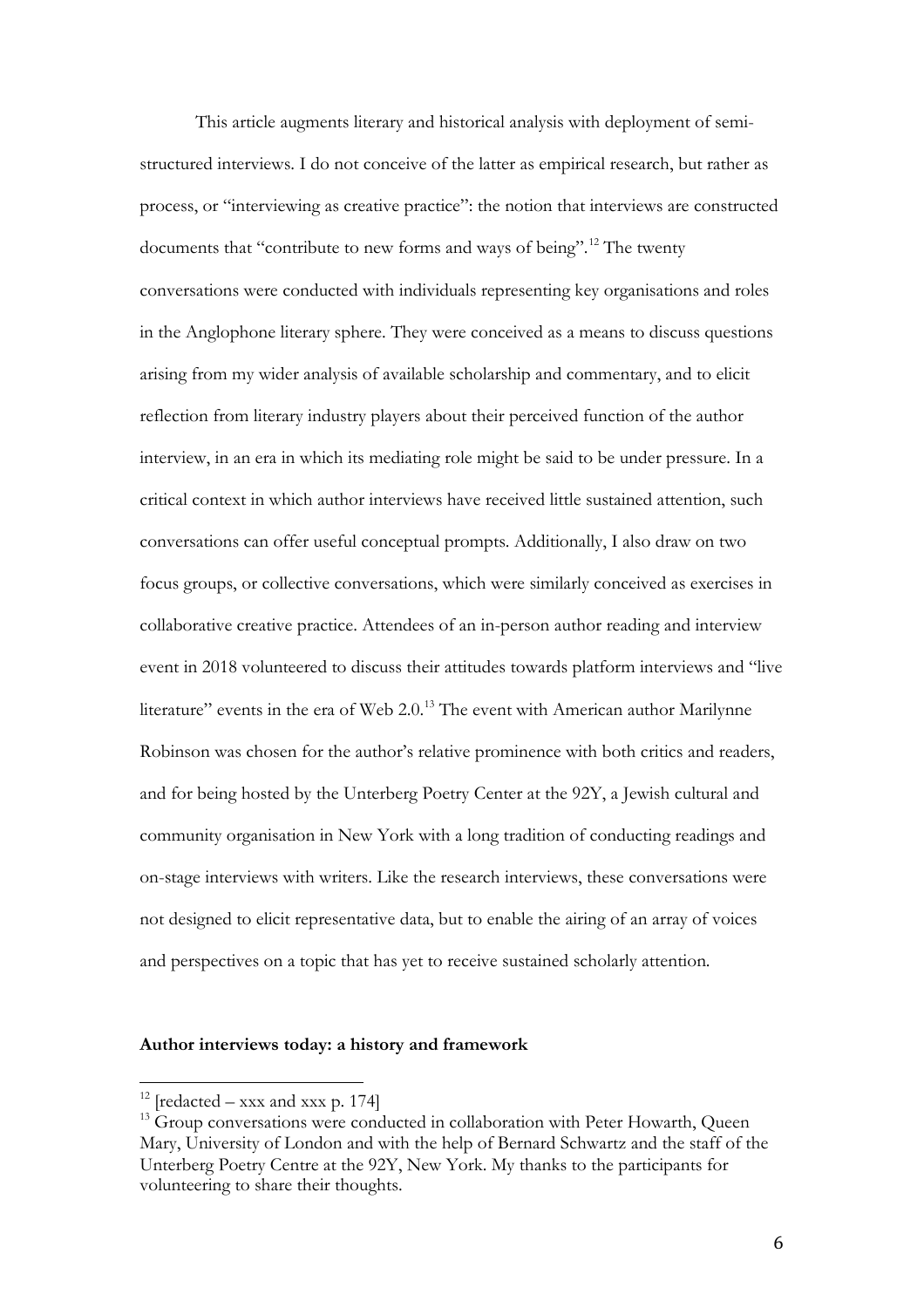This article augments literary and historical analysis with deployment of semi-structured interviews. I do not conceive of the latter as empirical research, but rather as process, or "interviewing as creative practice": the notion that interviews are constructed documents that "contribute to new forms and ways of being".[12] The twenty conversations were conducted with individuals representing key organisations and roles in the Anglophone literary sphere. They were conceived as a means to discuss questions arising from my wider analysis of available scholarship and commentary, and to elicit reflection from literary industry players about their perceived function of the author interview, in an era in which its mediating role might be said to be under pressure. In a critical context in which author interviews have received little sustained attention, such conversations can offer useful conceptual prompts. Additionally, I also draw on two focus groups, or collective conversations, which were similarly conceived as exercises in collaborative creative practice. Attendees of an in-person author reading and interview event in 2018 volunteered to discuss their attitudes towards platform interviews and "live literature" events in the era of Web 2.0.[13] The event with American author Marilynne Robinson was chosen for the author's relative prominence with both critics and readers, and for being hosted by the Unterberg Poetry Center at the 92Y, a Jewish cultural and community organisation in New York with a long tradition of conducting readings and on-stage interviews with writers. Like the research interviews, these conversations were not designed to elicit representative data, but to enable the airing of an array of voices and perspectives on a topic that has yet to receive sustained scholarly attention.

**Author interviews today: a history and framework**

[12] [redacted – xxx and xxx p. 174]

[13] Group conversations were conducted in collaboration with Peter Howarth, Queen Mary, University of London and with the help of Bernard Schwartz and the staff of the Unterberg Poetry Centre at the 92Y, New York. My thanks to the participants for volunteering to share their thoughts.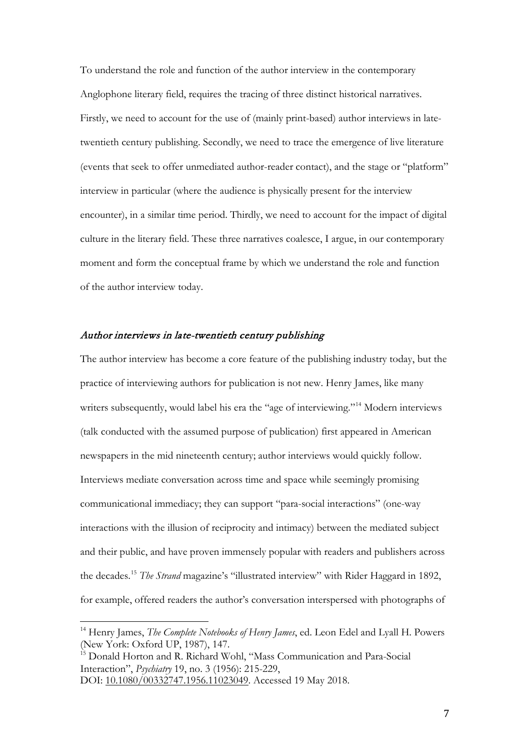To understand the role and function of the author interview in the contemporary Anglophone literary field, requires the tracing of three distinct historical narratives. Firstly, we need to account for the use of (mainly print-based) author interviews in late-twentieth century publishing. Secondly, we need to trace the emergence of live literature (events that seek to offer unmediated author-reader contact), and the stage or "platform" interview in particular (where the audience is physically present for the interview encounter), in a similar time period. Thirdly, we need to account for the impact of digital culture in the literary field. These three narratives coalesce, I argue, in our contemporary moment and form the conceptual frame by which we understand the role and function of the author interview today.

### *Author interviews in late-twentieth century publishing*

The author interview has become a core feature of the publishing industry today, but the practice of interviewing authors for publication is not new. Henry James, like many writers subsequently, would label his era the "age of interviewing."[14] Modern interviews (talk conducted with the assumed purpose of publication) first appeared in American newspapers in the mid nineteenth century; author interviews would quickly follow. Interviews mediate conversation across time and space while seemingly promising communicational immediacy; they can support "para-social interactions" (one-way interactions with the illusion of reciprocity and intimacy) between the mediated subject and their public, and have proven immensely popular with readers and publishers across the decades.[15] *The Strand* magazine's "illustrated interview" with Rider Haggard in 1892, for example, offered readers the author's conversation interspersed with photographs of

---

[14] Henry James, *The Complete Notebooks of Henry James*, ed. Leon Edel and Lyall H. Powers (New York: Oxford UP, 1987), 147.

[15] Donald Horton and R. Richard Wohl, "Mass Communication and Para-Social Interaction", *Psychiatry* 19, no. 3 (1956): 215-229, DOI: 10.1080/00332747.1956.11023049. Accessed 19 May 2018.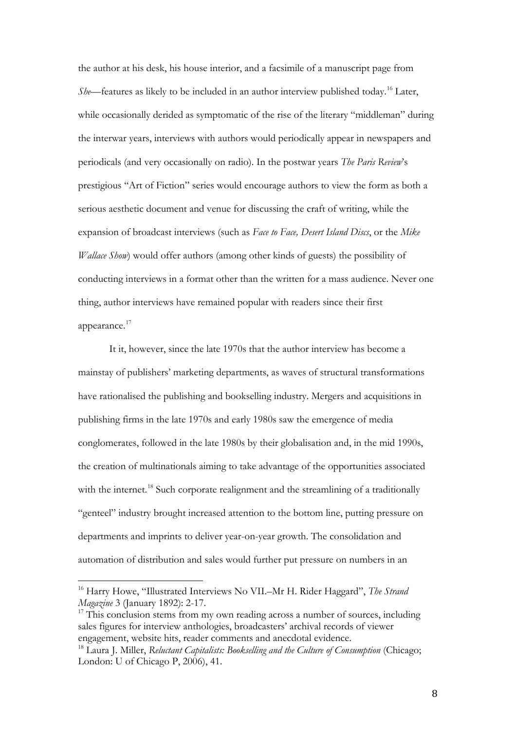the author at his desk, his house interior, and a facsimile of a manuscript page from *She*—features as likely to be included in an author interview published today.[16] Later, while occasionally derided as symptomatic of the rise of the literary "middleman" during the interwar years, interviews with authors would periodically appear in newspapers and periodicals (and very occasionally on radio). In the postwar years *The Paris Review*'s prestigious "Art of Fiction" series would encourage authors to view the form as both a serious aesthetic document and venue for discussing the craft of writing, while the expansion of broadcast interviews (such as *Face to Face, Desert Island Discs*, or the *Mike Wallace Show*) would offer authors (among other kinds of guests) the possibility of conducting interviews in a format other than the written for a mass audience. Never one thing, author interviews have remained popular with readers since their first appearance.[17]

It it, however, since the late 1970s that the author interview has become a mainstay of publishers' marketing departments, as waves of structural transformations have rationalised the publishing and bookselling industry. Mergers and acquisitions in publishing firms in the late 1970s and early 1980s saw the emergence of media conglomerates, followed in the late 1980s by their globalisation and, in the mid 1990s, the creation of multinationals aiming to take advantage of the opportunities associated with the internet.[18] Such corporate realignment and the streamlining of a traditionally "genteel" industry brought increased attention to the bottom line, putting pressure on departments and imprints to deliver year-on-year growth. The consolidation and automation of distribution and sales would further put pressure on numbers in an

---

[16] Harry Howe, "Illustrated Interviews No VII.–Mr H. Rider Haggard", *The Strand Magazine* 3 (January 1892): 2-17.

[17] This conclusion stems from my own reading across a number of sources, including sales figures for interview anthologies, broadcasters' archival records of viewer engagement, website hits, reader comments and anecdotal evidence.

[18] Laura J. Miller, *Reluctant Capitalists: Bookselling and the Culture of Consumption* (Chicago; London: U of Chicago P, 2006), 41.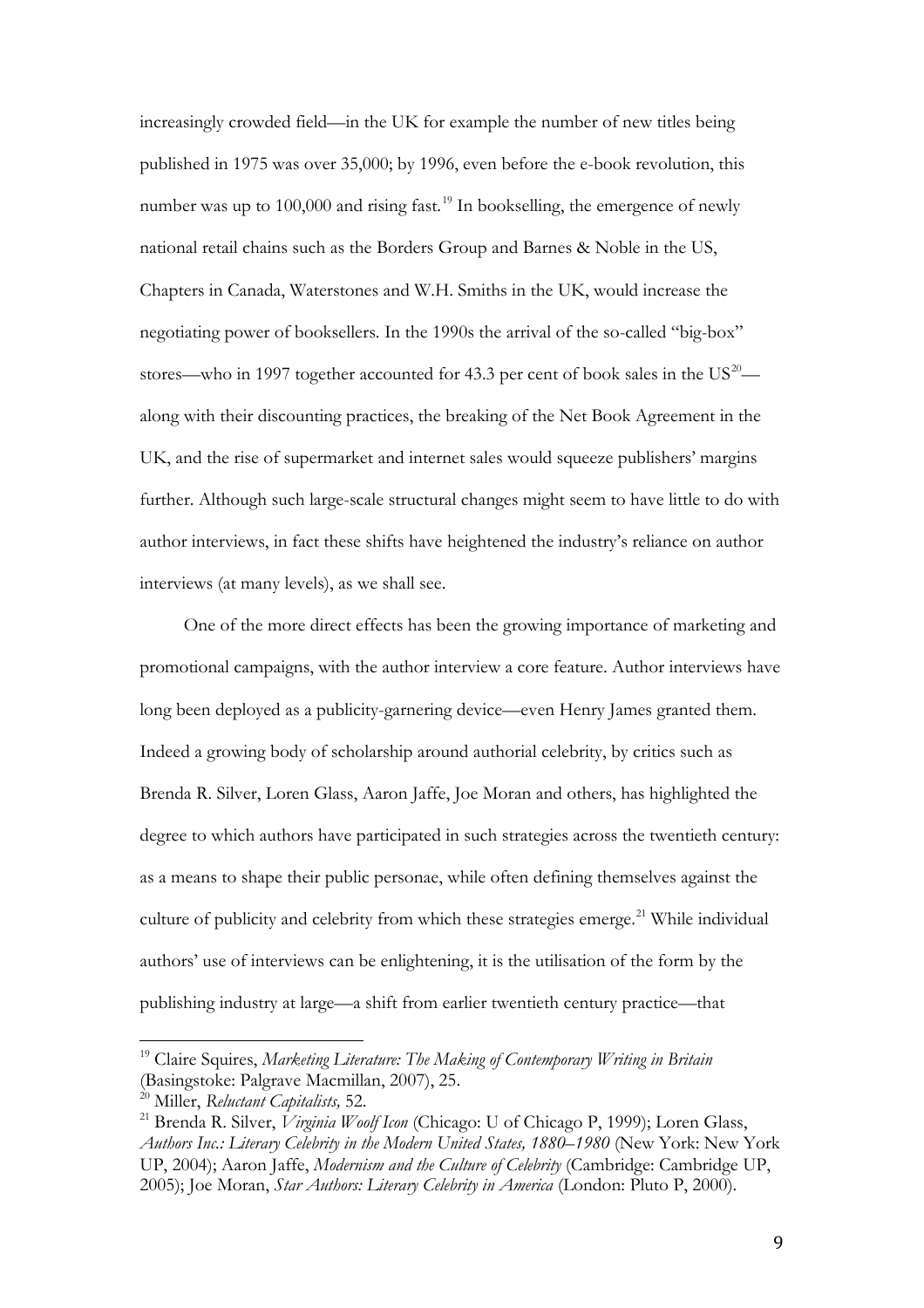increasingly crowded field—in the UK for example the number of new titles being published in 1975 was over 35,000; by 1996, even before the e-book revolution, this number was up to 100,000 and rising fast.[19] In bookselling, the emergence of newly national retail chains such as the Borders Group and Barnes & Noble in the US, Chapters in Canada, Waterstones and W.H. Smiths in the UK, would increase the negotiating power of booksellers. In the 1990s the arrival of the so-called "big-box" stores—who in 1997 together accounted for 43.3 per cent of book sales in the US[20]—along with their discounting practices, the breaking of the Net Book Agreement in the UK, and the rise of supermarket and internet sales would squeeze publishers' margins further. Although such large-scale structural changes might seem to have little to do with author interviews, in fact these shifts have heightened the industry's reliance on author interviews (at many levels), as we shall see.

One of the more direct effects has been the growing importance of marketing and promotional campaigns, with the author interview a core feature. Author interviews have long been deployed as a publicity-garnering device—even Henry James granted them. Indeed a growing body of scholarship around authorial celebrity, by critics such as Brenda R. Silver, Loren Glass, Aaron Jaffe, Joe Moran and others, has highlighted the degree to which authors have participated in such strategies across the twentieth century: as a means to shape their public personae, while often defining themselves against the culture of publicity and celebrity from which these strategies emerge.[21] While individual authors' use of interviews can be enlightening, it is the utilisation of the form by the publishing industry at large—a shift from earlier twentieth century practice—that

---

[19] Claire Squires, *Marketing Literature: The Making of Contemporary Writing in Britain* (Basingstoke: Palgrave Macmillan, 2007), 25.

[20] Miller, *Reluctant Capitalists,* 52.

[21] Brenda R. Silver, *Virginia Woolf Icon* (Chicago: U of Chicago P, 1999); Loren Glass, *Authors Inc.: Literary Celebrity in the Modern United States, 1880–1980* (New York: New York UP, 2004); Aaron Jaffe, *Modernism and the Culture of Celebrity* (Cambridge: Cambridge UP, 2005); Joe Moran, *Star Authors: Literary Celebrity in America* (London: Pluto P, 2000).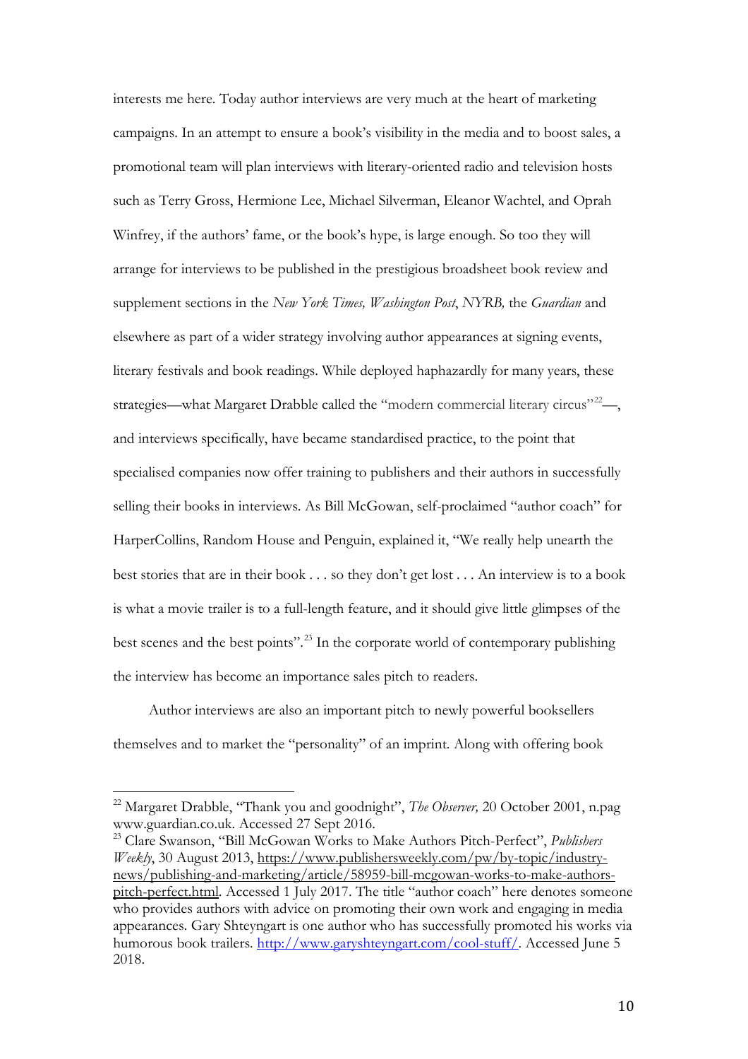interests me here. Today author interviews are very much at the heart of marketing campaigns. In an attempt to ensure a book's visibility in the media and to boost sales, a promotional team will plan interviews with literary-oriented radio and television hosts such as Terry Gross, Hermione Lee, Michael Silverman, Eleanor Wachtel, and Oprah Winfrey, if the authors' fame, or the book's hype, is large enough. So too they will arrange for interviews to be published in the prestigious broadsheet book review and supplement sections in the *New York Times, Washington Post*, *NYRB,* the *Guardian* and elsewhere as part of a wider strategy involving author appearances at signing events, literary festivals and book readings. While deployed haphazardly for many years, these strategies—what Margaret Drabble called the "modern commercial literary circus"[22]—, and interviews specifically, have became standardised practice, to the point that specialised companies now offer training to publishers and their authors in successfully selling their books in interviews. As Bill McGowan, self-proclaimed "author coach" for HarperCollins, Random House and Penguin, explained it, "We really help unearth the best stories that are in their book . . . so they don't get lost . . . An interview is to a book is what a movie trailer is to a full-length feature, and it should give little glimpses of the best scenes and the best points".[23] In the corporate world of contemporary publishing the interview has become an importance sales pitch to readers.

Author interviews are also an important pitch to newly powerful booksellers themselves and to market the "personality" of an imprint. Along with offering book

---

[22] Margaret Drabble, "Thank you and goodnight", *The Observer,* 20 October 2001, n.pag www.guardian.co.uk. Accessed 27 Sept 2016.

[23] Clare Swanson, "Bill McGowan Works to Make Authors Pitch-Perfect", *Publishers Weekly*, 30 August 2013, https://www.publishersweekly.com/pw/by-topic/industry-news/publishing-and-marketing/article/58959-bill-mcgowan-works-to-make-authors-pitch-perfect.html. Accessed 1 July 2017. The title "author coach" here denotes someone who provides authors with advice on promoting their own work and engaging in media appearances. Gary Shteyngart is one author who has successfully promoted his works via humorous book trailers. http://www.garyshteyngart.com/cool-stuff/. Accessed June 5 2018.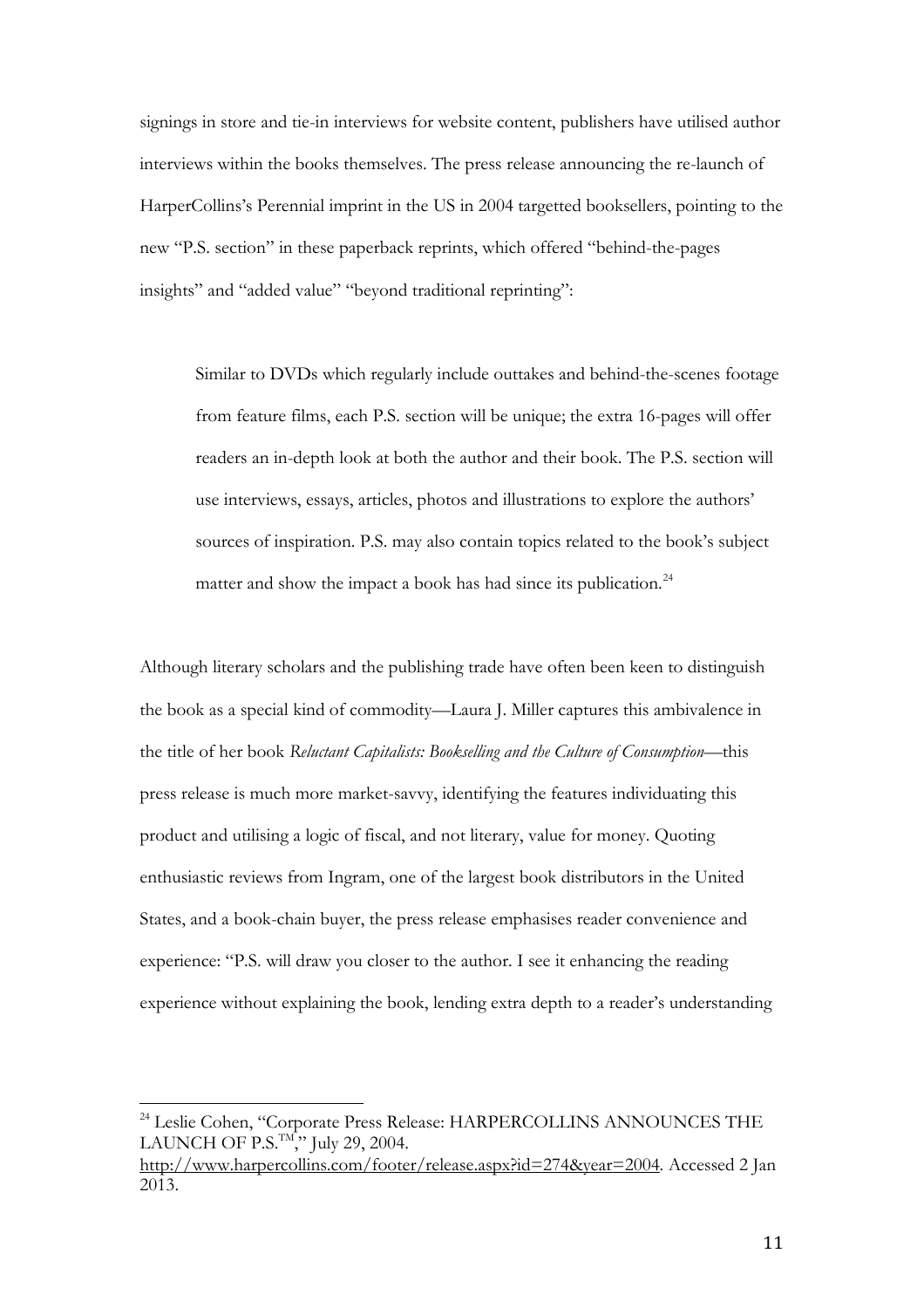signings in store and tie-in interviews for website content, publishers have utilised author interviews within the books themselves. The press release announcing the re-launch of HarperCollins's Perennial imprint in the US in 2004 targetted booksellers, pointing to the new "P.S. section" in these paperback reprints, which offered "behind-the-pages insights" and "added value" "beyond traditional reprinting":

> Similar to DVDs which regularly include outtakes and behind-the-scenes footage from feature films, each P.S. section will be unique; the extra 16-pages will offer readers an in-depth look at both the author and their book. The P.S. section will use interviews, essays, articles, photos and illustrations to explore the authors' sources of inspiration. P.S. may also contain topics related to the book's subject matter and show the impact a book has had since its publication.[24]

Although literary scholars and the publishing trade have often been keen to distinguish the book as a special kind of commodity—Laura J. Miller captures this ambivalence in the title of her book *Reluctant Capitalists: Bookselling and the Culture of Consumption*—this press release is much more market-savvy, identifying the features individuating this product and utilising a logic of fiscal, and not literary, value for money. Quoting enthusiastic reviews from Ingram, one of the largest book distributors in the United States, and a book-chain buyer, the press release emphasises reader convenience and experience: "P.S. will draw you closer to the author. I see it enhancing the reading experience without explaining the book, lending extra depth to a reader's understanding

---

[24] Leslie Cohen, "Corporate Press Release: HARPERCOLLINS ANNOUNCES THE LAUNCH OF P.S.™," July 29, 2004. http://www.harpercollins.com/footer/release.aspx?id=274&year=2004. Accessed 2 Jan 2013.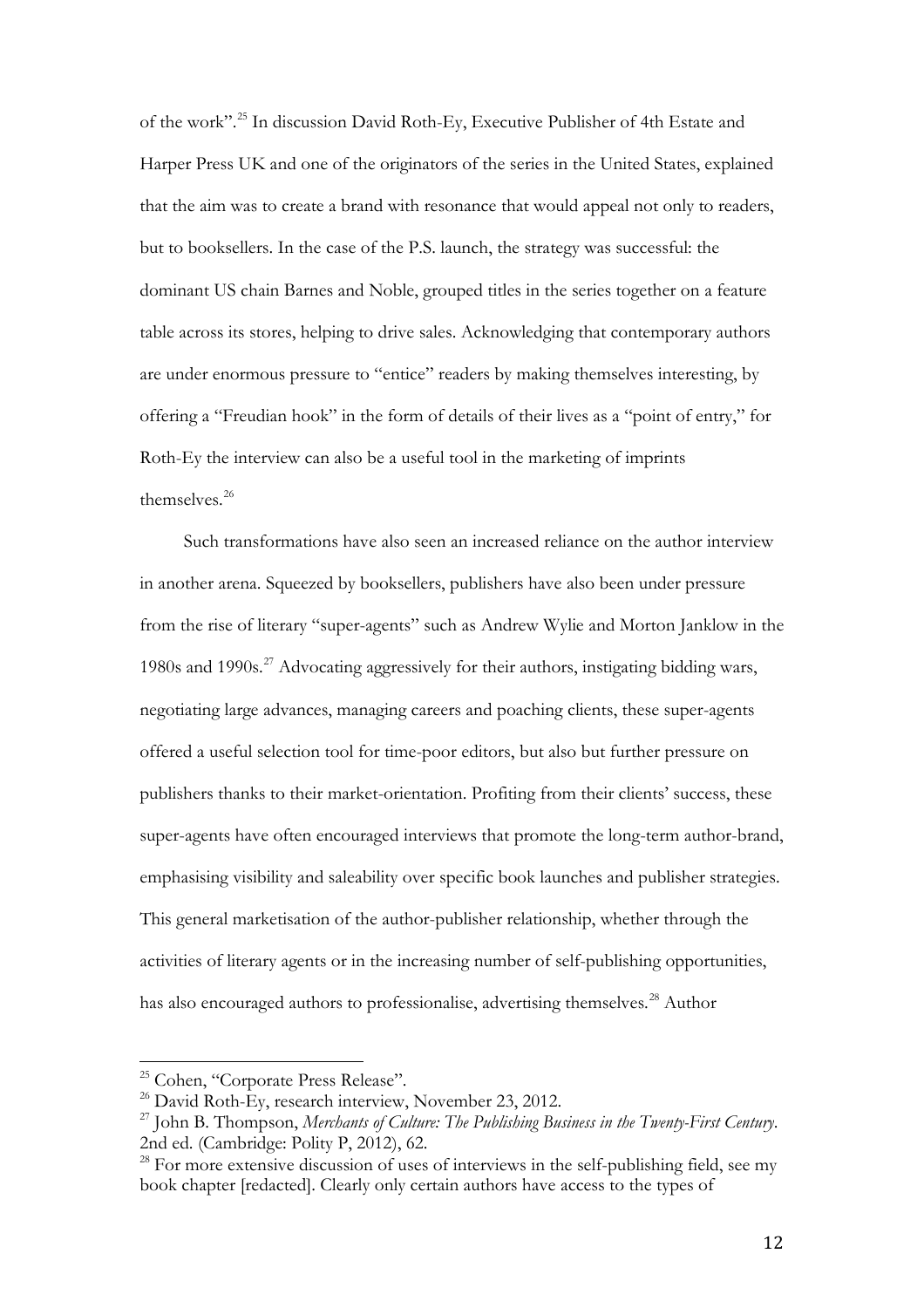of the work".[25] In discussion David Roth-Ey, Executive Publisher of 4th Estate and Harper Press UK and one of the originators of the series in the United States, explained that the aim was to create a brand with resonance that would appeal not only to readers, but to booksellers. In the case of the P.S. launch, the strategy was successful: the dominant US chain Barnes and Noble, grouped titles in the series together on a feature table across its stores, helping to drive sales. Acknowledging that contemporary authors are under enormous pressure to "entice" readers by making themselves interesting, by offering a "Freudian hook" in the form of details of their lives as a "point of entry," for Roth-Ey the interview can also be a useful tool in the marketing of imprints themselves.[26]

Such transformations have also seen an increased reliance on the author interview in another arena. Squeezed by booksellers, publishers have also been under pressure from the rise of literary "super-agents" such as Andrew Wylie and Morton Janklow in the 1980s and 1990s.[27] Advocating aggressively for their authors, instigating bidding wars, negotiating large advances, managing careers and poaching clients, these super-agents offered a useful selection tool for time-poor editors, but also but further pressure on publishers thanks to their market-orientation. Profiting from their clients' success, these super-agents have often encouraged interviews that promote the long-term author-brand, emphasising visibility and saleability over specific book launches and publisher strategies. This general marketisation of the author-publisher relationship, whether through the activities of literary agents or in the increasing number of self-publishing opportunities, has also encouraged authors to professionalise, advertising themselves.[28] Author

---

[25] Cohen, "Corporate Press Release".

[26] David Roth-Ey, research interview, November 23, 2012.

[27] John B. Thompson, *Merchants of Culture: The Publishing Business in the Twenty-First Century.* 2nd ed. (Cambridge: Polity P, 2012), 62.

[28] For more extensive discussion of uses of interviews in the self-publishing field, see my book chapter [redacted]. Clearly only certain authors have access to the types of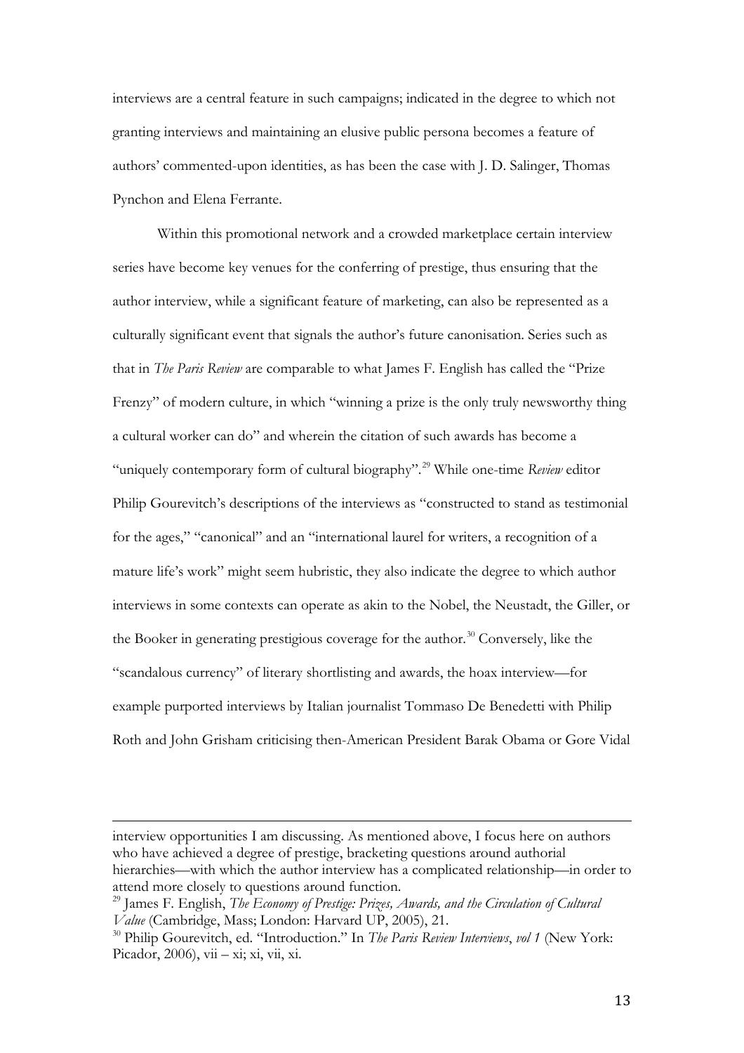interviews are a central feature in such campaigns; indicated in the degree to which not granting interviews and maintaining an elusive public persona becomes a feature of authors' commented-upon identities, as has been the case with J. D. Salinger, Thomas Pynchon and Elena Ferrante.

Within this promotional network and a crowded marketplace certain interview series have become key venues for the conferring of prestige, thus ensuring that the author interview, while a significant feature of marketing, can also be represented as a culturally significant event that signals the author's future canonisation. Series such as that in *The Paris Review* are comparable to what James F. English has called the "Prize Frenzy" of modern culture, in which "winning a prize is the only truly newsworthy thing a cultural worker can do" and wherein the citation of such awards has become a "uniquely contemporary form of cultural biography".[29] While one-time *Review* editor Philip Gourevitch's descriptions of the interviews as "constructed to stand as testimonial for the ages," "canonical" and an "international laurel for writers, a recognition of a mature life's work" might seem hubristic, they also indicate the degree to which author interviews in some contexts can operate as akin to the Nobel, the Neustadt, the Giller, or the Booker in generating prestigious coverage for the author.[30] Conversely, like the "scandalous currency" of literary shortlisting and awards, the hoax interview—for example purported interviews by Italian journalist Tommaso De Benedetti with Philip Roth and John Grisham criticising then-American President Barak Obama or Gore Vidal

---

interview opportunities I am discussing. As mentioned above, I focus here on authors who have achieved a degree of prestige, bracketing questions around authorial hierarchies—with which the author interview has a complicated relationship—in order to attend more closely to questions around function.

[29] James F. English, *The Economy of Prestige: Prizes, Awards, and the Circulation of Cultural Value* (Cambridge, Mass; London: Harvard UP, 2005), 21.

[30] Philip Gourevitch, ed. "Introduction." In *The Paris Review Interviews*, *vol 1* (New York: Picador, 2006), vii – xi; xi, vii, xi.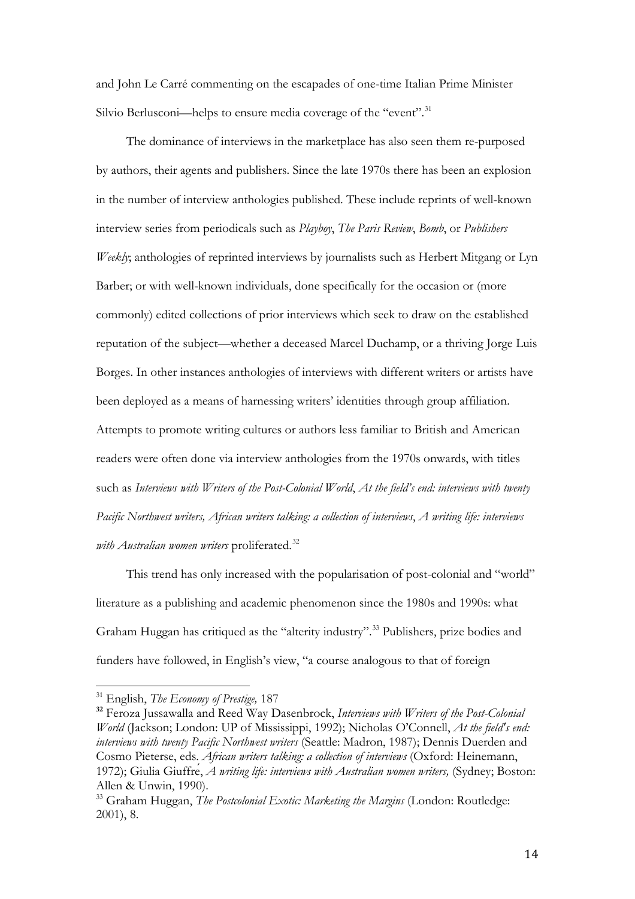and John Le Carré commenting on the escapades of one-time Italian Prime Minister Silvio Berlusconi—helps to ensure media coverage of the "event".[31]

The dominance of interviews in the marketplace has also seen them re-purposed by authors, their agents and publishers. Since the late 1970s there has been an explosion in the number of interview anthologies published. These include reprints of well-known interview series from periodicals such as *Playboy*, *The Paris Review*, *Bomb*, or *Publishers Weekly*; anthologies of reprinted interviews by journalists such as Herbert Mitgang or Lyn Barber; or with well-known individuals, done specifically for the occasion or (more commonly) edited collections of prior interviews which seek to draw on the established reputation of the subject—whether a deceased Marcel Duchamp, or a thriving Jorge Luis Borges. In other instances anthologies of interviews with different writers or artists have been deployed as a means of harnessing writers' identities through group affiliation. Attempts to promote writing cultures or authors less familiar to British and American readers were often done via interview anthologies from the 1970s onwards, with titles such as *Interviews with Writers of the Post-Colonial World*, *At the field's end: interviews with twenty Pacific Northwest writers, African writers talking: a collection of interviews*, *A writing life: interviews with Australian women writers* proliferated.[32]

This trend has only increased with the popularisation of post-colonial and "world" literature as a publishing and academic phenomenon since the 1980s and 1990s: what Graham Huggan has critiqued as the "alterity industry".[33] Publishers, prize bodies and funders have followed, in English's view, "a course analogous to that of foreign

---

[31] English, *The Economy of Prestige,* 187

[32] Feroza Jussawalla and Reed Way Dasenbrock, *Interviews with Writers of the Post-Colonial World* (Jackson; London: UP of Mississippi, 1992); Nicholas O'Connell, *At the field's end: interviews with twenty Pacific Northwest writers* (Seattle: Madron, 1987); Dennis Duerden and Cosmo Pieterse, eds. *African writers talking: a collection of interviews* (Oxford: Heinemann, 1972); Giulia Giuffré, *A writing life: interviews with Australian women writers,* (Sydney; Boston: Allen & Unwin, 1990).

[33] Graham Huggan, *The Postcolonial Exotic: Marketing the Margins* (London: Routledge: 2001), 8.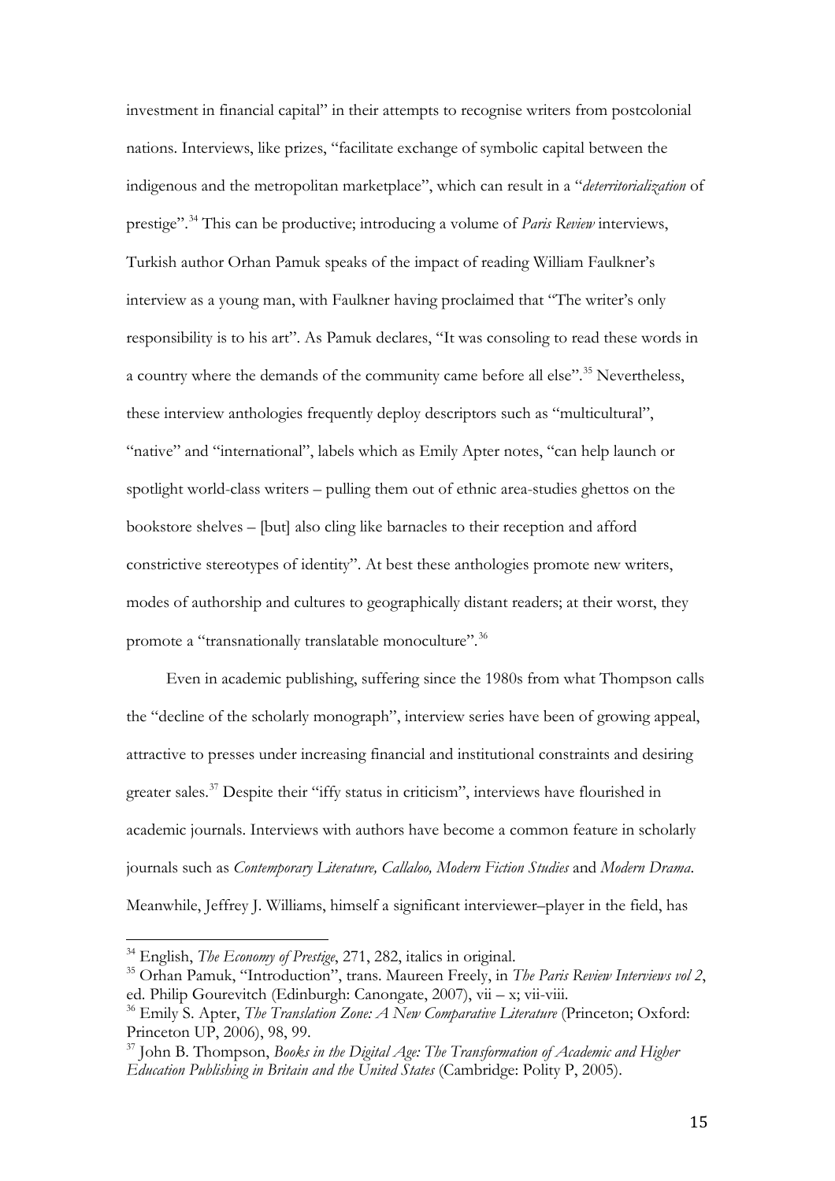investment in financial capital" in their attempts to recognise writers from postcolonial nations. Interviews, like prizes, "facilitate exchange of symbolic capital between the indigenous and the metropolitan marketplace", which can result in a "*deterritorialization* of prestige".[34] This can be productive; introducing a volume of *Paris Review* interviews, Turkish author Orhan Pamuk speaks of the impact of reading William Faulkner's interview as a young man, with Faulkner having proclaimed that "The writer's only responsibility is to his art". As Pamuk declares, "It was consoling to read these words in a country where the demands of the community came before all else".[35] Nevertheless, these interview anthologies frequently deploy descriptors such as "multicultural", "native" and "international", labels which as Emily Apter notes, "can help launch or spotlight world-class writers – pulling them out of ethnic area-studies ghettos on the bookstore shelves – [but] also cling like barnacles to their reception and afford constrictive stereotypes of identity". At best these anthologies promote new writers, modes of authorship and cultures to geographically distant readers; at their worst, they promote a "transnationally translatable monoculture".[36]

Even in academic publishing, suffering since the 1980s from what Thompson calls the "decline of the scholarly monograph", interview series have been of growing appeal, attractive to presses under increasing financial and institutional constraints and desiring greater sales.[37] Despite their "iffy status in criticism", interviews have flourished in academic journals. Interviews with authors have become a common feature in scholarly journals such as *Contemporary Literature, Callaloo, Modern Fiction Studies* and *Modern Drama*. Meanwhile, Jeffrey J. Williams, himself a significant interviewer–player in the field, has

---

[34] English, *The Economy of Prestige*, 271, 282, italics in original.

[35] Orhan Pamuk, "Introduction", trans. Maureen Freely, in *The Paris Review Interviews vol 2*, ed. Philip Gourevitch (Edinburgh: Canongate, 2007), vii – x; vii-viii.

[36] Emily S. Apter, *The Translation Zone: A New Comparative Literature* (Princeton; Oxford: Princeton UP, 2006), 98, 99.

[37] John B. Thompson, *Books in the Digital Age: The Transformation of Academic and Higher Education Publishing in Britain and the United States* (Cambridge: Polity P, 2005).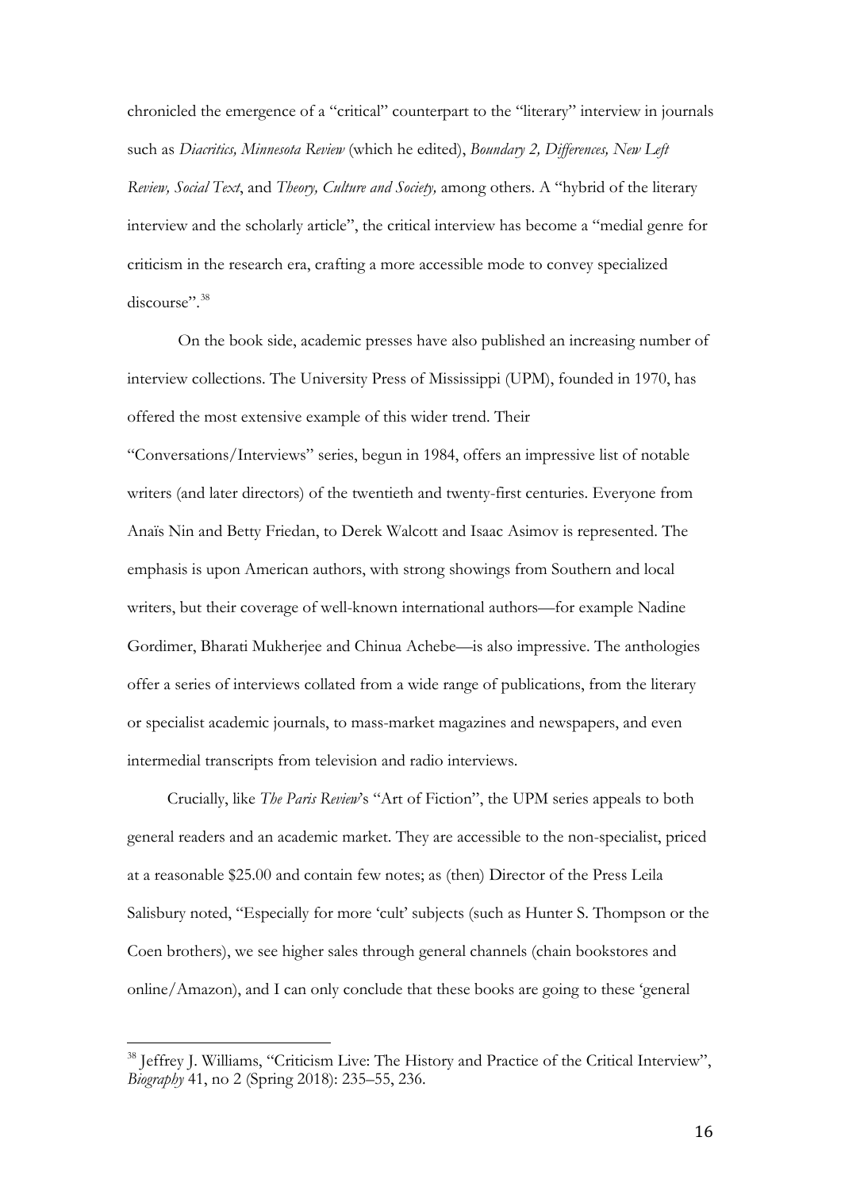chronicled the emergence of a "critical" counterpart to the "literary" interview in journals such as *Diacritics, Minnesota Review* (which he edited), *Boundary 2, Differences, New Left Review, Social Text*, and *Theory, Culture and Society,* among others. A "hybrid of the literary interview and the scholarly article", the critical interview has become a "medial genre for criticism in the research era, crafting a more accessible mode to convey specialized discourse".[38]

On the book side, academic presses have also published an increasing number of interview collections. The University Press of Mississippi (UPM), founded in 1970, has offered the most extensive example of this wider trend. Their "Conversations/Interviews" series, begun in 1984, offers an impressive list of notable writers (and later directors) of the twentieth and twenty-first centuries. Everyone from Anaïs Nin and Betty Friedan, to Derek Walcott and Isaac Asimov is represented. The emphasis is upon American authors, with strong showings from Southern and local writers, but their coverage of well-known international authors—for example Nadine Gordimer, Bharati Mukherjee and Chinua Achebe—is also impressive. The anthologies offer a series of interviews collated from a wide range of publications, from the literary or specialist academic journals, to mass-market magazines and newspapers, and even intermedial transcripts from television and radio interviews.

Crucially, like *The Paris Review*'s "Art of Fiction", the UPM series appeals to both general readers and an academic market. They are accessible to the non-specialist, priced at a reasonable $25.00 and contain few notes; as (then) Director of the Press Leila Salisbury noted, "Especially for more 'cult' subjects (such as Hunter S. Thompson or the Coen brothers), we see higher sales through general channels (chain bookstores and online/Amazon), and I can only conclude that these books are going to these 'general

---

[38] Jeffrey J. Williams, "Criticism Live: The History and Practice of the Critical Interview", *Biography* 41, no 2 (Spring 2018): 235–55, 236.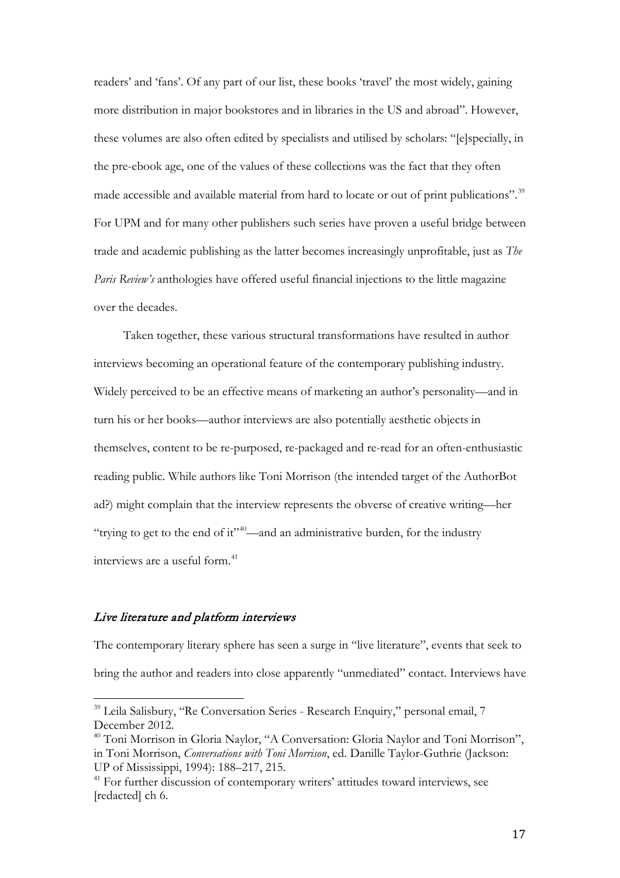readers' and 'fans'. Of any part of our list, these books 'travel' the most widely, gaining more distribution in major bookstores and in libraries in the US and abroad". However, these volumes are also often edited by specialists and utilised by scholars: "[e]specially, in the pre-ebook age, one of the values of these collections was the fact that they often made accessible and available material from hard to locate or out of print publications".[39] For UPM and for many other publishers such series have proven a useful bridge between trade and academic publishing as the latter becomes increasingly unprofitable, just as *The Paris Review's* anthologies have offered useful financial injections to the little magazine over the decades.

Taken together, these various structural transformations have resulted in author interviews becoming an operational feature of the contemporary publishing industry. Widely perceived to be an effective means of marketing an author's personality—and in turn his or her books—author interviews are also potentially aesthetic objects in themselves, content to be re-purposed, re-packaged and re-read for an often-enthusiastic reading public. While authors like Toni Morrison (the intended target of the AuthorBot ad?) might complain that the interview represents the obverse of creative writing—her "trying to get to the end of it"[40]—and an administrative burden, for the industry interviews are a useful form.[41]

## *Live literature and platform interviews*

The contemporary literary sphere has seen a surge in "live literature", events that seek to bring the author and readers into close apparently "unmediated" contact. Interviews have

---

[39] Leila Salisbury, "Re Conversation Series - Research Enquiry," personal email, 7 December 2012.

[40] Toni Morrison in Gloria Naylor, "A Conversation: Gloria Naylor and Toni Morrison", in Toni Morrison, *Conversations with Toni Morrison*, ed. Danille Taylor-Guthrie (Jackson: UP of Mississippi, 1994): 188–217, 215.

[41] For further discussion of contemporary writers' attitudes toward interviews, see [redacted] ch 6.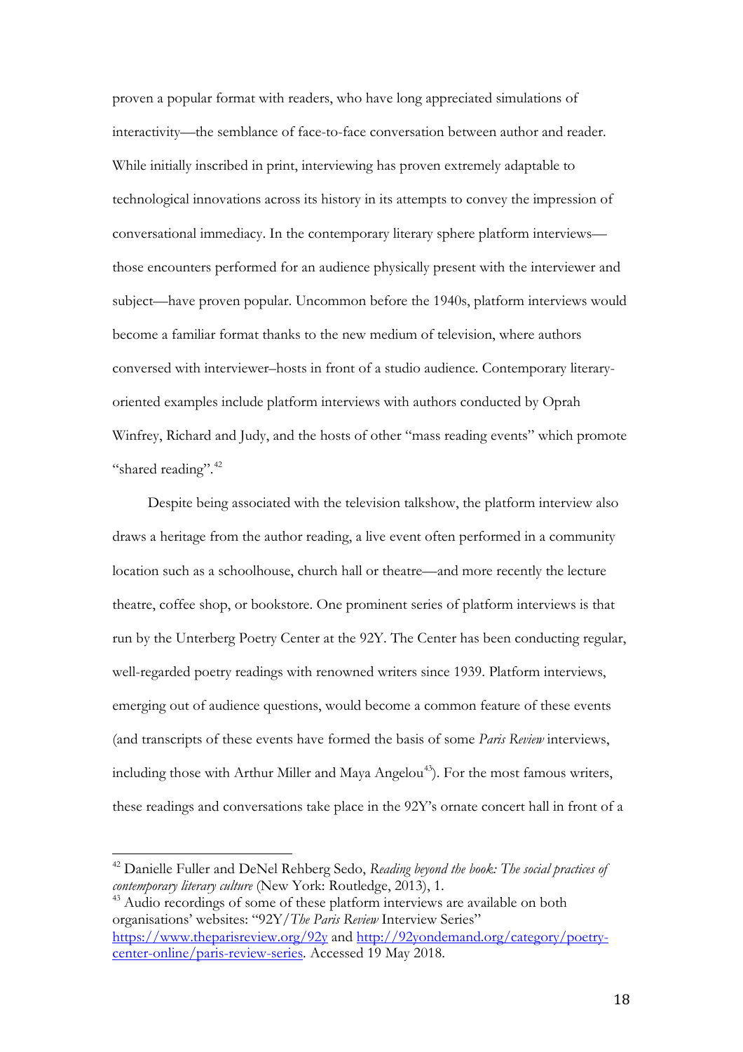proven a popular format with readers, who have long appreciated simulations of interactivity—the semblance of face-to-face conversation between author and reader. While initially inscribed in print, interviewing has proven extremely adaptable to technological innovations across its history in its attempts to convey the impression of conversational immediacy. In the contemporary literary sphere platform interviews—those encounters performed for an audience physically present with the interviewer and subject—have proven popular. Uncommon before the 1940s, platform interviews would become a familiar format thanks to the new medium of television, where authors conversed with interviewer–hosts in front of a studio audience. Contemporary literary-oriented examples include platform interviews with authors conducted by Oprah Winfrey, Richard and Judy, and the hosts of other "mass reading events" which promote "shared reading".[42]

Despite being associated with the television talkshow, the platform interview also draws a heritage from the author reading, a live event often performed in a community location such as a schoolhouse, church hall or theatre—and more recently the lecture theatre, coffee shop, or bookstore. One prominent series of platform interviews is that run by the Unterberg Poetry Center at the 92Y. The Center has been conducting regular, well-regarded poetry readings with renowned writers since 1939. Platform interviews, emerging out of audience questions, would become a common feature of these events (and transcripts of these events have formed the basis of some *Paris Review* interviews, including those with Arthur Miller and Maya Angelou[43]). For the most famous writers, these readings and conversations take place in the 92Y's ornate concert hall in front of a

---

[42] Danielle Fuller and DeNel Rehberg Sedo, *Reading beyond the book: The social practices of contemporary literary culture* (New York: Routledge, 2013), 1.

[43] Audio recordings of some of these platform interviews are available on both organisations' websites: "92Y/*The Paris Review* Interview Series" https://www.theparisreview.org/92y and http://92yondemand.org/category/poetry-center-online/paris-review-series. Accessed 19 May 2018.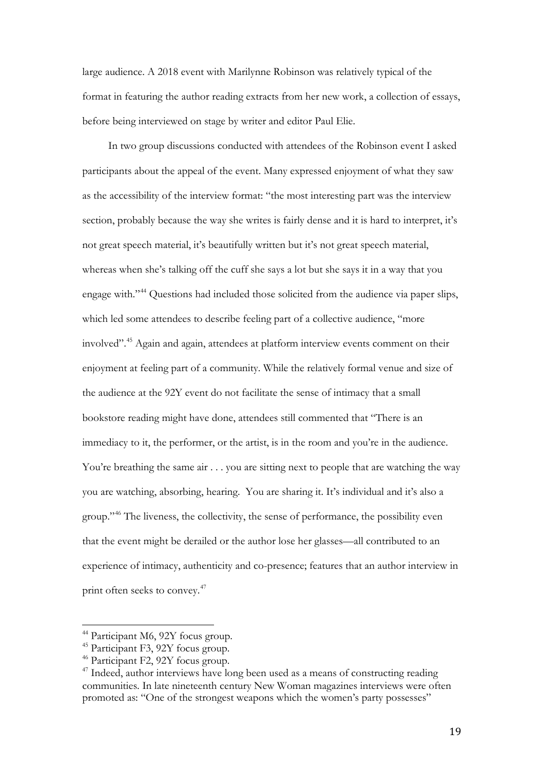large audience. A 2018 event with Marilynne Robinson was relatively typical of the format in featuring the author reading extracts from her new work, a collection of essays, before being interviewed on stage by writer and editor Paul Elie.

In two group discussions conducted with attendees of the Robinson event I asked participants about the appeal of the event. Many expressed enjoyment of what they saw as the accessibility of the interview format: "the most interesting part was the interview section, probably because the way she writes is fairly dense and it is hard to interpret, it's not great speech material, it's beautifully written but it's not great speech material, whereas when she's talking off the cuff she says a lot but she says it in a way that you engage with."[44] Questions had included those solicited from the audience via paper slips, which led some attendees to describe feeling part of a collective audience, "more involved".[45] Again and again, attendees at platform interview events comment on their enjoyment at feeling part of a community. While the relatively formal venue and size of the audience at the 92Y event do not facilitate the sense of intimacy that a small bookstore reading might have done, attendees still commented that "There is an immediacy to it, the performer, or the artist, is in the room and you're in the audience. You're breathing the same air . . . you are sitting next to people that are watching the way you are watching, absorbing, hearing. You are sharing it. It's individual and it's also a group."[46] The liveness, the collectivity, the sense of performance, the possibility even that the event might be derailed or the author lose her glasses—all contributed to an experience of intimacy, authenticity and co-presence; features that an author interview in print often seeks to convey.[47]

[44] Participant M6, 92Y focus group.

[45] Participant F3, 92Y focus group.

[46] Participant F2, 92Y focus group.

[47] Indeed, author interviews have long been used as a means of constructing reading communities. In late nineteenth century New Woman magazines interviews were often promoted as: "One of the strongest weapons which the women's party possesses"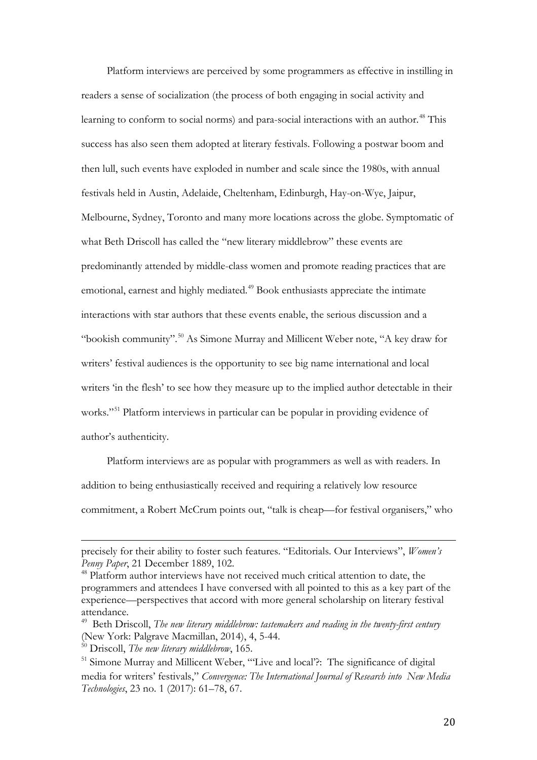Platform interviews are perceived by some programmers as effective in instilling in readers a sense of socialization (the process of both engaging in social activity and learning to conform to social norms) and para-social interactions with an author.[48] This success has also seen them adopted at literary festivals. Following a postwar boom and then lull, such events have exploded in number and scale since the 1980s, with annual festivals held in Austin, Adelaide, Cheltenham, Edinburgh, Hay-on-Wye, Jaipur, Melbourne, Sydney, Toronto and many more locations across the globe. Symptomatic of what Beth Driscoll has called the "new literary middlebrow" these events are predominantly attended by middle-class women and promote reading practices that are emotional, earnest and highly mediated.[49] Book enthusiasts appreciate the intimate interactions with star authors that these events enable, the serious discussion and a "bookish community".[50] As Simone Murray and Millicent Weber note, "A key draw for writers' festival audiences is the opportunity to see big name international and local writers 'in the flesh' to see how they measure up to the implied author detectable in their works."[51] Platform interviews in particular can be popular in providing evidence of author's authenticity.

Platform interviews are as popular with programmers as well as with readers. In addition to being enthusiastically received and requiring a relatively low resource commitment, a Robert McCrum points out, "talk is cheap—for festival organisers," who

---

precisely for their ability to foster such features. "Editorials. Our Interviews", *Women's Penny Paper*, 21 December 1889, 102.

[48] Platform author interviews have not received much critical attention to date, the programmers and attendees I have conversed with all pointed to this as a key part of the experience—perspectives that accord with more general scholarship on literary festival attendance.

[49] Beth Driscoll, *The new literary middlebrow: tastemakers and reading in the twenty-first century* (New York: Palgrave Macmillan, 2014), 4, 5-44.

[50] Driscoll, *The new literary middlebrow*, 165.

[51] Simone Murray and Millicent Weber, "'Live and local'?: The significance of digital media for writers' festivals," *Convergence: The International Journal of Research into New Media Technologies*, 23 no. 1 (2017): 61–78, 67.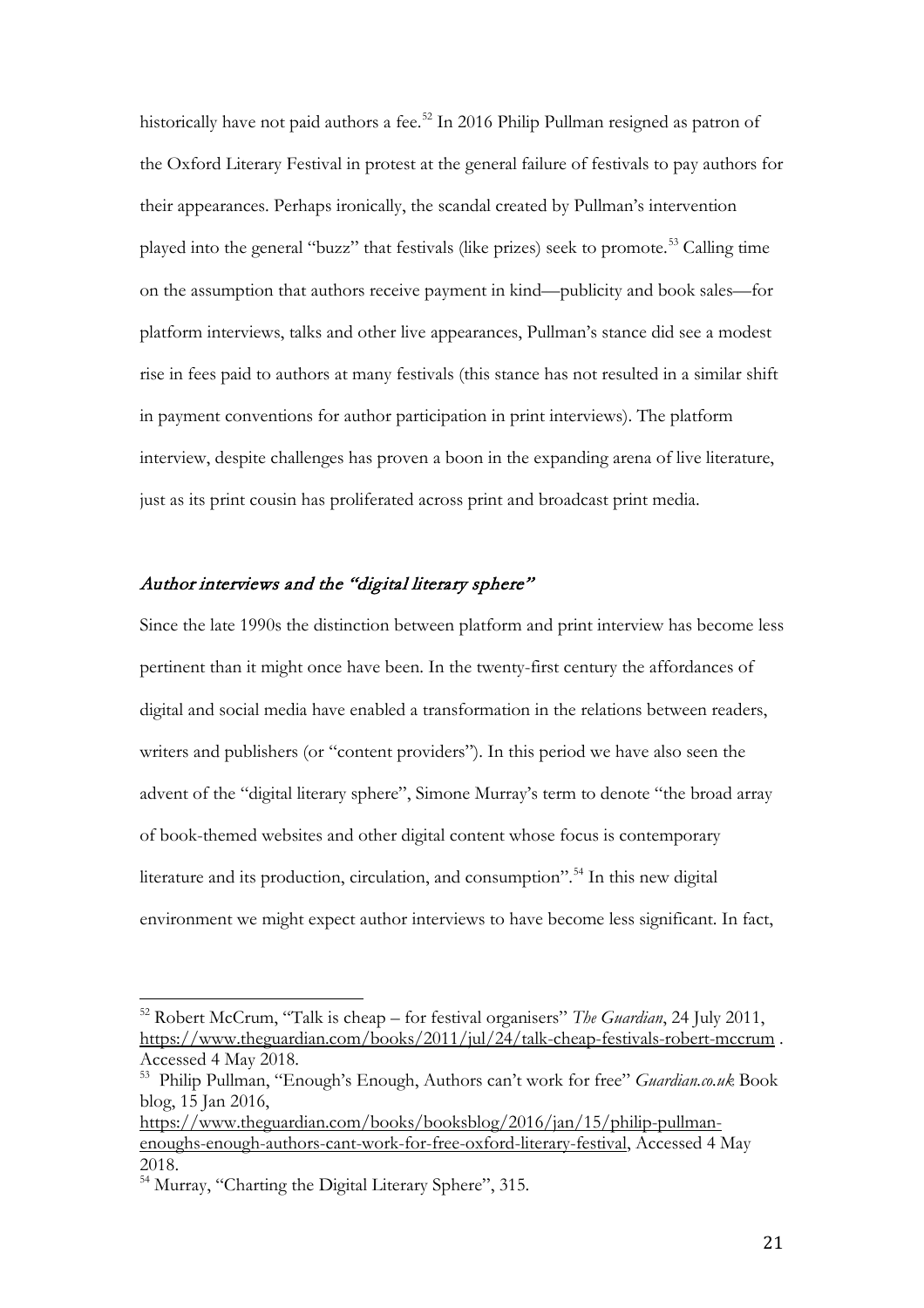historically have not paid authors a fee.[52] In 2016 Philip Pullman resigned as patron of the Oxford Literary Festival in protest at the general failure of festivals to pay authors for their appearances. Perhaps ironically, the scandal created by Pullman's intervention played into the general "buzz" that festivals (like prizes) seek to promote.[53] Calling time on the assumption that authors receive payment in kind—publicity and book sales—for platform interviews, talks and other live appearances, Pullman's stance did see a modest rise in fees paid to authors at many festivals (this stance has not resulted in a similar shift in payment conventions for author participation in print interviews). The platform interview, despite challenges has proven a boon in the expanding arena of live literature, just as its print cousin has proliferated across print and broadcast print media.

### *Author interviews and the "digital literary sphere"*

Since the late 1990s the distinction between platform and print interview has become less pertinent than it might once have been. In the twenty-first century the affordances of digital and social media have enabled a transformation in the relations between readers, writers and publishers (or "content providers"). In this period we have also seen the advent of the "digital literary sphere", Simone Murray's term to denote "the broad array of book-themed websites and other digital content whose focus is contemporary literature and its production, circulation, and consumption".[54] In this new digital environment we might expect author interviews to have become less significant. In fact,

---

[52] Robert McCrum, "Talk is cheap – for festival organisers" *The Guardian*, 24 July 2011, https://www.theguardian.com/books/2011/jul/24/talk-cheap-festivals-robert-mccrum . Accessed 4 May 2018.

[53] Philip Pullman, "Enough's Enough, Authors can't work for free" *Guardian.co.uk* Book blog, 15 Jan 2016, https://www.theguardian.com/books/booksblog/2016/jan/15/philip-pullman-enoughs-enough-authors-cant-work-for-free-oxford-literary-festival, Accessed 4 May 2018.

[54] Murray, "Charting the Digital Literary Sphere", 315.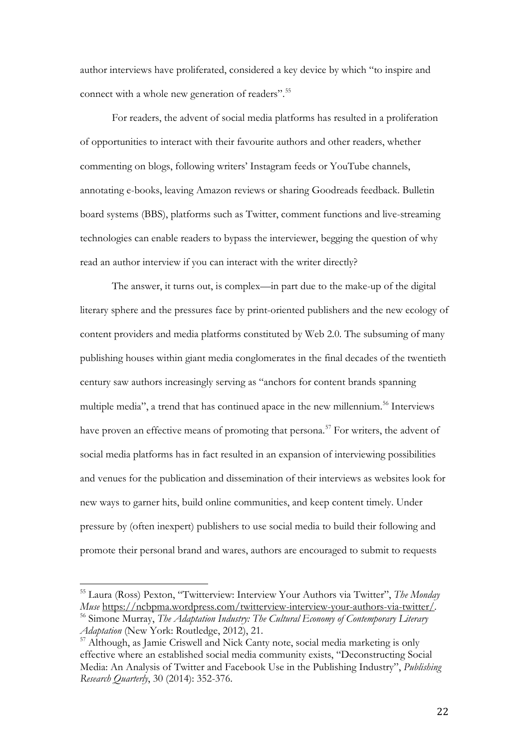author interviews have proliferated, considered a key device by which "to inspire and connect with a whole new generation of readers".[55]

For readers, the advent of social media platforms has resulted in a proliferation of opportunities to interact with their favourite authors and other readers, whether commenting on blogs, following writers' Instagram feeds or YouTube channels, annotating e-books, leaving Amazon reviews or sharing Goodreads feedback. Bulletin board systems (BBS), platforms such as Twitter, comment functions and live-streaming technologies can enable readers to bypass the interviewer, begging the question of why read an author interview if you can interact with the writer directly?

The answer, it turns out, is complex—in part due to the make-up of the digital literary sphere and the pressures face by print-oriented publishers and the new ecology of content providers and media platforms constituted by Web 2.0. The subsuming of many publishing houses within giant media conglomerates in the final decades of the twentieth century saw authors increasingly serving as "anchors for content brands spanning multiple media", a trend that has continued apace in the new millennium.[56] Interviews have proven an effective means of promoting that persona.[57] For writers, the advent of social media platforms has in fact resulted in an expansion of interviewing possibilities and venues for the publication and dissemination of their interviews as websites look for new ways to garner hits, build online communities, and keep content timely. Under pressure by (often inexpert) publishers to use social media to build their following and promote their personal brand and wares, authors are encouraged to submit to requests

---

[55] Laura (Ross) Pexton, "Twitterview: Interview Your Authors via Twitter", *The Monday Muse* https://ncbpma.wordpress.com/twitterview-interview-your-authors-via-twitter/.

[56] Simone Murray, *The Adaptation Industry: The Cultural Economy of Contemporary Literary Adaptation* (New York: Routledge, 2012), 21.

[57] Although, as Jamie Criswell and Nick Canty note, social media marketing is only effective where an established social media community exists, "Deconstructing Social Media: An Analysis of Twitter and Facebook Use in the Publishing Industry", *Publishing Research Quarterly*, 30 (2014): 352-376.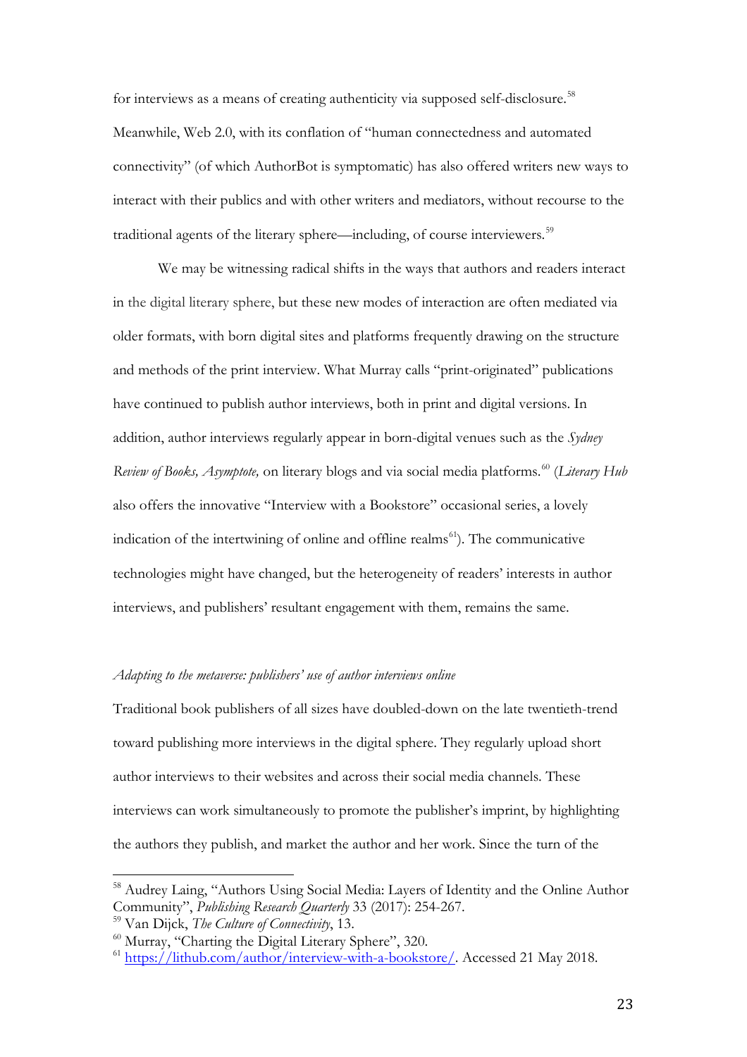for interviews as a means of creating authenticity via supposed self-disclosure.[58] Meanwhile, Web 2.0, with its conflation of "human connectedness and automated connectivity" (of which AuthorBot is symptomatic) has also offered writers new ways to interact with their publics and with other writers and mediators, without recourse to the traditional agents of the literary sphere—including, of course interviewers.[59]

We may be witnessing radical shifts in the ways that authors and readers interact in the digital literary sphere, but these new modes of interaction are often mediated via older formats, with born digital sites and platforms frequently drawing on the structure and methods of the print interview. What Murray calls "print-originated" publications have continued to publish author interviews, both in print and digital versions. In addition, author interviews regularly appear in born-digital venues such as the *Sydney Review of Books, Asymptote,* on literary blogs and via social media platforms.[60] (*Literary Hub* also offers the innovative "Interview with a Bookstore" occasional series, a lovely indication of the intertwining of online and offline realms[61]). The communicative technologies might have changed, but the heterogeneity of readers' interests in author interviews, and publishers' resultant engagement with them, remains the same.

*Adapting to the metaverse: publishers' use of author interviews online*

Traditional book publishers of all sizes have doubled-down on the late twentieth-trend toward publishing more interviews in the digital sphere. They regularly upload short author interviews to their websites and across their social media channels. These interviews can work simultaneously to promote the publisher's imprint, by highlighting the authors they publish, and market the author and her work. Since the turn of the

---

[58] Audrey Laing, "Authors Using Social Media: Layers of Identity and the Online Author Community", *Publishing Research Quarterly* 33 (2017): 254-267.

[59] Van Dijck, *The Culture of Connectivity*, 13.

[60] Murray, "Charting the Digital Literary Sphere", 320.

[61] https://lithub.com/author/interview-with-a-bookstore/. Accessed 21 May 2018.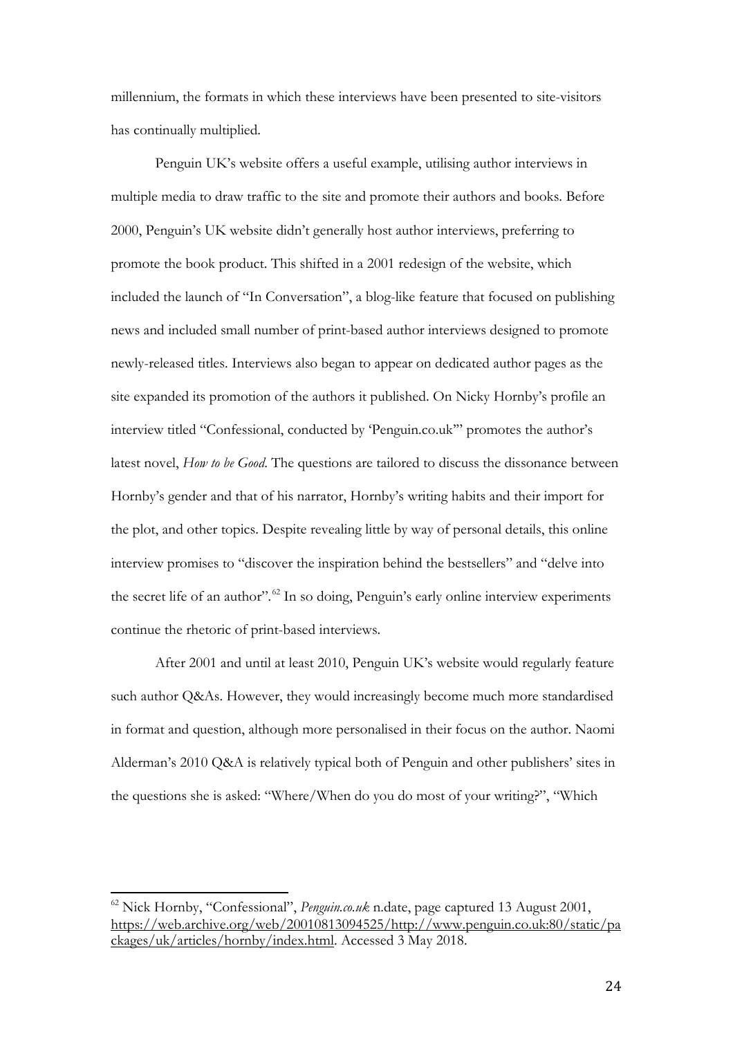millennium, the formats in which these interviews have been presented to site-visitors has continually multiplied.

Penguin UK's website offers a useful example, utilising author interviews in multiple media to draw traffic to the site and promote their authors and books. Before 2000, Penguin's UK website didn't generally host author interviews, preferring to promote the book product. This shifted in a 2001 redesign of the website, which included the launch of "In Conversation", a blog-like feature that focused on publishing news and included small number of print-based author interviews designed to promote newly-released titles. Interviews also began to appear on dedicated author pages as the site expanded its promotion of the authors it published. On Nicky Hornby's profile an interview titled "Confessional, conducted by 'Penguin.co.uk'" promotes the author's latest novel, *How to be Good*. The questions are tailored to discuss the dissonance between Hornby's gender and that of his narrator, Hornby's writing habits and their import for the plot, and other topics. Despite revealing little by way of personal details, this online interview promises to "discover the inspiration behind the bestsellers" and "delve into the secret life of an author".[62] In so doing, Penguin's early online interview experiments continue the rhetoric of print-based interviews.

After 2001 and until at least 2010, Penguin UK's website would regularly feature such author Q&As. However, they would increasingly become much more standardised in format and question, although more personalised in their focus on the author. Naomi Alderman's 2010 Q&A is relatively typical both of Penguin and other publishers' sites in the questions she is asked: "Where/When do you do most of your writing?", "Which

---

[62] Nick Hornby, "Confessional", *Penguin.co.uk* n.date, page captured 13 August 2001, https://web.archive.org/web/20010813094525/http://www.penguin.co.uk:80/static/packages/uk/articles/hornby/index.html. Accessed 3 May 2018.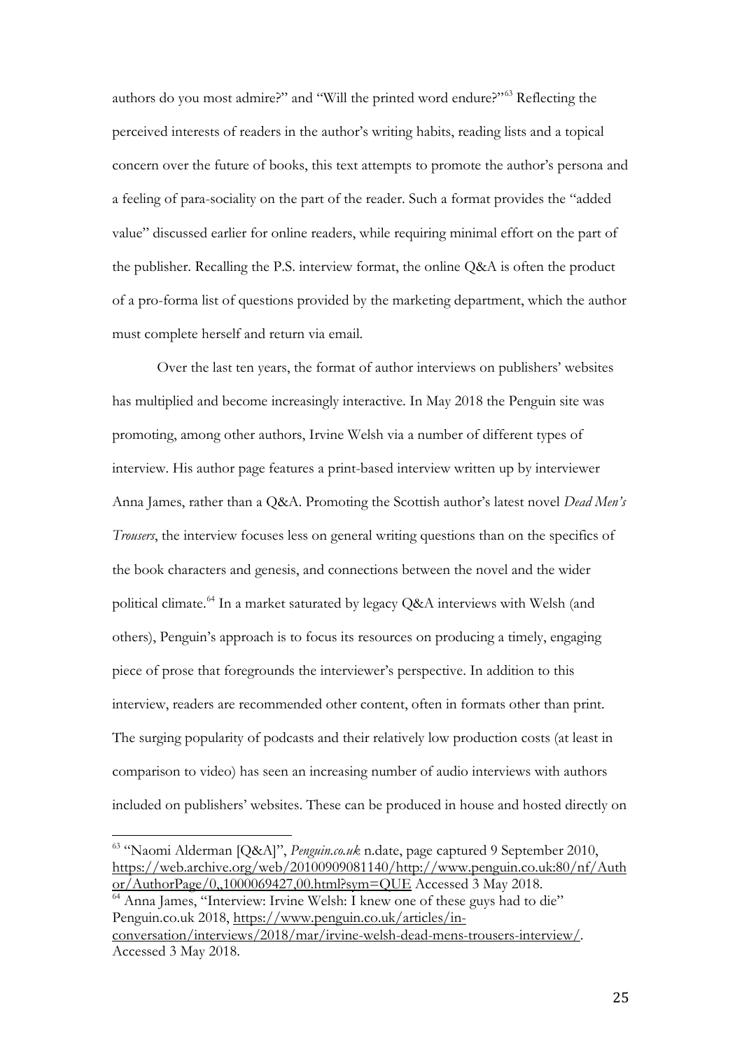authors do you most admire?" and "Will the printed word endure?"[63] Reflecting the perceived interests of readers in the author's writing habits, reading lists and a topical concern over the future of books, this text attempts to promote the author's persona and a feeling of para-sociality on the part of the reader. Such a format provides the "added value" discussed earlier for online readers, while requiring minimal effort on the part of the publisher. Recalling the P.S. interview format, the online Q&A is often the product of a pro-forma list of questions provided by the marketing department, which the author must complete herself and return via email.

Over the last ten years, the format of author interviews on publishers' websites has multiplied and become increasingly interactive. In May 2018 the Penguin site was promoting, among other authors, Irvine Welsh via a number of different types of interview. His author page features a print-based interview written up by interviewer Anna James, rather than a Q&A. Promoting the Scottish author's latest novel *Dead Men's Trousers*, the interview focuses less on general writing questions than on the specifics of the book characters and genesis, and connections between the novel and the wider political climate.[64] In a market saturated by legacy Q&A interviews with Welsh (and others), Penguin's approach is to focus its resources on producing a timely, engaging piece of prose that foregrounds the interviewer's perspective. In addition to this interview, readers are recommended other content, often in formats other than print. The surging popularity of podcasts and their relatively low production costs (at least in comparison to video) has seen an increasing number of audio interviews with authors included on publishers' websites. These can be produced in house and hosted directly on

---

[63] "Naomi Alderman [Q&A]", *Penguin.co.uk* n.date, page captured 9 September 2010, https://web.archive.org/web/20100909081140/http://www.penguin.co.uk:80/nf/Author/AuthorPage/0,,1000069427,00.html?sym=QUE Accessed 3 May 2018.

[64] Anna James, "Interview: Irvine Welsh: I knew one of these guys had to die" Penguin.co.uk 2018, https://www.penguin.co.uk/articles/in-conversation/interviews/2018/mar/irvine-welsh-dead-mens-trousers-interview/. Accessed 3 May 2018.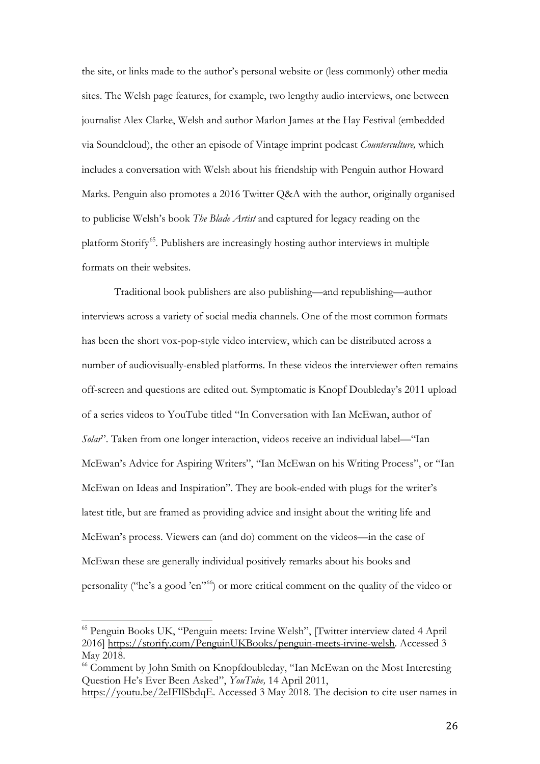the site, or links made to the author's personal website or (less commonly) other media sites. The Welsh page features, for example, two lengthy audio interviews, one between journalist Alex Clarke, Welsh and author Marlon James at the Hay Festival (embedded via Soundcloud), the other an episode of Vintage imprint podcast *Counterculture,* which includes a conversation with Welsh about his friendship with Penguin author Howard Marks. Penguin also promotes a 2016 Twitter Q&A with the author, originally organised to publicise Welsh's book *The Blade Artist* and captured for legacy reading on the platform Storify[65]. Publishers are increasingly hosting author interviews in multiple formats on their websites.

Traditional book publishers are also publishing—and republishing—author interviews across a variety of social media channels. One of the most common formats has been the short vox-pop-style video interview, which can be distributed across a number of audiovisually-enabled platforms. In these videos the interviewer often remains off-screen and questions are edited out. Symptomatic is Knopf Doubleday's 2011 upload of a series videos to YouTube titled "In Conversation with Ian McEwan, author of *Solar*". Taken from one longer interaction, videos receive an individual label—"Ian McEwan's Advice for Aspiring Writers", "Ian McEwan on his Writing Process", or "Ian McEwan on Ideas and Inspiration". They are book-ended with plugs for the writer's latest title, but are framed as providing advice and insight about the writing life and McEwan's process. Viewers can (and do) comment on the videos—in the case of McEwan these are generally individual positively remarks about his books and personality ("he's a good 'en"[66]) or more critical comment on the quality of the video or

---

[65] Penguin Books UK, "Penguin meets: Irvine Welsh", [Twitter interview dated 4 April 2016] https://storify.com/PenguinUKBooks/penguin-meets-irvine-welsh. Accessed 3 May 2018.

[66] Comment by John Smith on Knopfdoubleday, "Ian McEwan on the Most Interesting Question He's Ever Been Asked", *YouTube,* 14 April 2011, https://youtu.be/2eIFIlSbdqE. Accessed 3 May 2018. The decision to cite user names in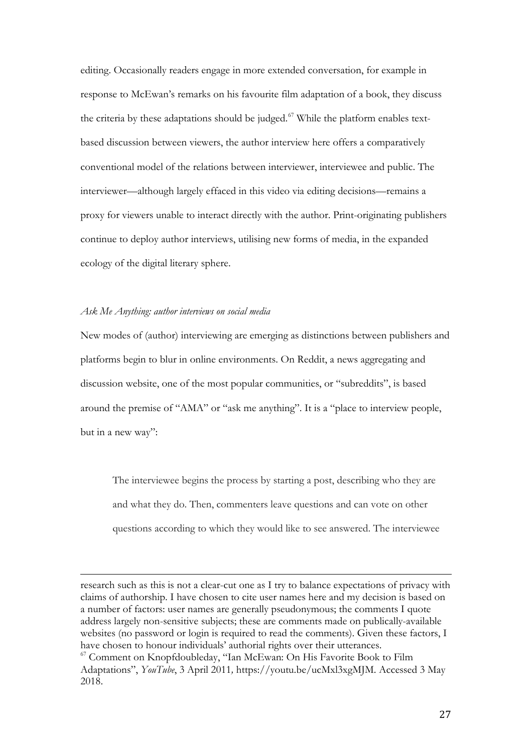editing. Occasionally readers engage in more extended conversation, for example in response to McEwan's remarks on his favourite film adaptation of a book, they discuss the criteria by these adaptations should be judged.[67] While the platform enables text-based discussion between viewers, the author interview here offers a comparatively conventional model of the relations between interviewer, interviewee and public. The interviewer—although largely effaced in this video via editing decisions—remains a proxy for viewers unable to interact directly with the author. Print-originating publishers continue to deploy author interviews, utilising new forms of media, in the expanded ecology of the digital literary sphere.

### *Ask Me Anything: author interviews on social media*

New modes of (author) interviewing are emerging as distinctions between publishers and platforms begin to blur in online environments. On Reddit, a news aggregating and discussion website, one of the most popular communities, or "subreddits", is based around the premise of "AMA" or "ask me anything". It is a "place to interview people, but in a new way":

> The interviewee begins the process by starting a post, describing who they are and what they do. Then, commenters leave questions and can vote on other questions according to which they would like to see answered. The interviewee

---

research such as this is not a clear-cut one as I try to balance expectations of privacy with claims of authorship. I have chosen to cite user names here and my decision is based on a number of factors: user names are generally pseudonymous; the comments I quote address largely non-sensitive subjects; these are comments made on publically-available websites (no password or login is required to read the comments). Given these factors, I have chosen to honour individuals' authorial rights over their utterances.

[67] Comment on Knopfdoubleday, "Ian McEwan: On His Favorite Book to Film Adaptations", *YouTube*, 3 April 2011, https://youtu.be/ucMxl3xgMJM. Accessed 3 May 2018.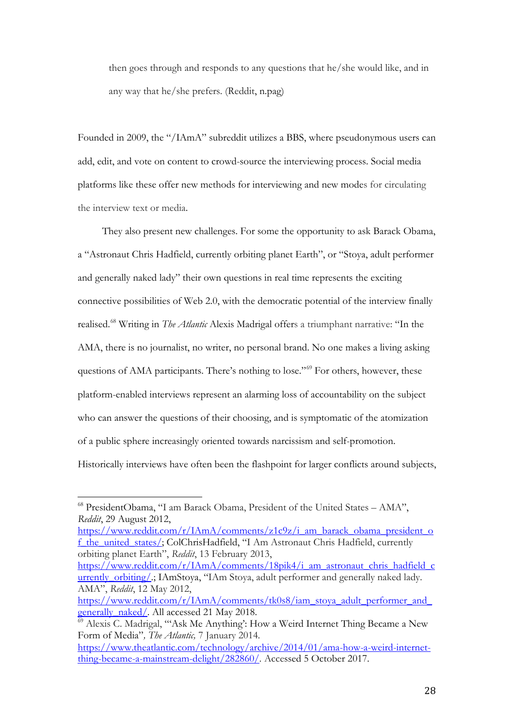> then goes through and responds to any questions that he/she would like, and in any way that he/she prefers. (Reddit, n.pag)

Founded in 2009, the "/IAmA" subreddit utilizes a BBS, where pseudonymous users can add, edit, and vote on content to crowd-source the interviewing process. Social media platforms like these offer new methods for interviewing and new modes for circulating the interview text or media.

They also present new challenges. For some the opportunity to ask Barack Obama, a "Astronaut Chris Hadfield, currently orbiting planet Earth", or "Stoya, adult performer and generally naked lady" their own questions in real time represents the exciting connective possibilities of Web 2.0, with the democratic potential of the interview finally realised.[68] Writing in *The Atlantic* Alexis Madrigal offers a triumphant narrative: "In the AMA, there is no journalist, no writer, no personal brand. No one makes a living asking questions of AMA participants. There's nothing to lose."[69] For others, however, these platform-enabled interviews represent an alarming loss of accountability on the subject who can answer the questions of their choosing, and is symptomatic of the atomization of a public sphere increasingly oriented towards narcissism and self-promotion. Historically interviews have often been the flashpoint for larger conflicts around subjects,

---

[68] PresidentObama, "I am Barack Obama, President of the United States – AMA", *Reddit*, 29 August 2012, https://www.reddit.com/r/IAmA/comments/z1c9z/i_am_barack_obama_president_of_the_united_states/; ColChrisHadfield, "I Am Astronaut Chris Hadfield, currently orbiting planet Earth", *Reddit*, 13 February 2013, https://www.reddit.com/r/IAmA/comments/18pik4/i_am_astronaut_chris_hadfield_currently_orbiting/.; IAmStoya, "IAm Stoya, adult performer and generally naked lady. AMA", *Reddit*, 12 May 2012, https://www.reddit.com/r/IAmA/comments/tk0s8/iam_stoya_adult_performer_and_generally_naked/. All accessed 21 May 2018.

[69] Alexis C. Madrigal, "'Ask Me Anything': How a Weird Internet Thing Became a New Form of Media", *The Atlantic,* 7 January 2014. https://www.theatlantic.com/technology/archive/2014/01/ama-how-a-weird-internet-thing-became-a-mainstream-delight/282860/. Accessed 5 October 2017.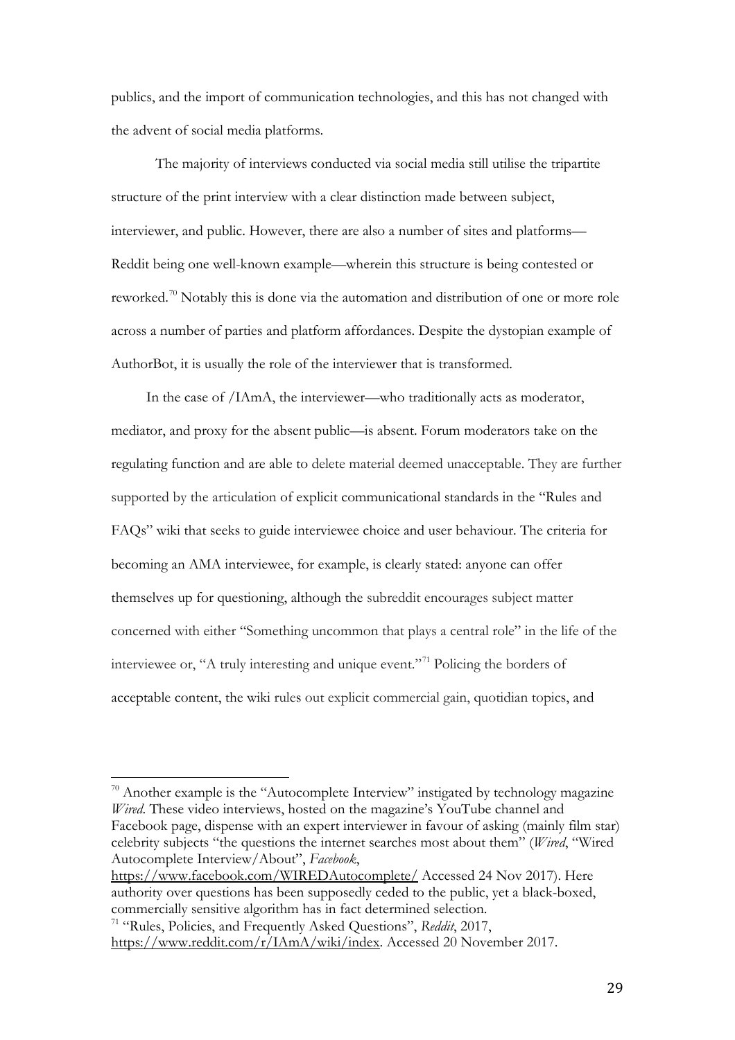publics, and the import of communication technologies, and this has not changed with the advent of social media platforms.

The majority of interviews conducted via social media still utilise the tripartite structure of the print interview with a clear distinction made between subject, interviewer, and public. However, there are also a number of sites and platforms—Reddit being one well-known example—wherein this structure is being contested or reworked.[70] Notably this is done via the automation and distribution of one or more role across a number of parties and platform affordances. Despite the dystopian example of AuthorBot, it is usually the role of the interviewer that is transformed.

In the case of /IAmA, the interviewer—who traditionally acts as moderator, mediator, and proxy for the absent public—is absent. Forum moderators take on the regulating function and are able to delete material deemed unacceptable. They are further supported by the articulation of explicit communicational standards in the "Rules and FAQs" wiki that seeks to guide interviewee choice and user behaviour. The criteria for becoming an AMA interviewee, for example, is clearly stated: anyone can offer themselves up for questioning, although the subreddit encourages subject matter concerned with either "Something uncommon that plays a central role" in the life of the interviewee or, "A truly interesting and unique event."[71] Policing the borders of acceptable content, the wiki rules out explicit commercial gain, quotidian topics, and

---

[70] Another example is the "Autocomplete Interview" instigated by technology magazine *Wired*. These video interviews, hosted on the magazine's YouTube channel and Facebook page, dispense with an expert interviewer in favour of asking (mainly film star) celebrity subjects "the questions the internet searches most about them" (*Wired*, "Wired Autocomplete Interview/About", *Facebook*, https://www.facebook.com/WIREDAutocomplete/ Accessed 24 Nov 2017). Here authority over questions has been supposedly ceded to the public, yet a black-boxed, commercially sensitive algorithm has in fact determined selection.

[71] "Rules, Policies, and Frequently Asked Questions", *Reddit*, 2017, https://www.reddit.com/r/IAmA/wiki/index. Accessed 20 November 2017.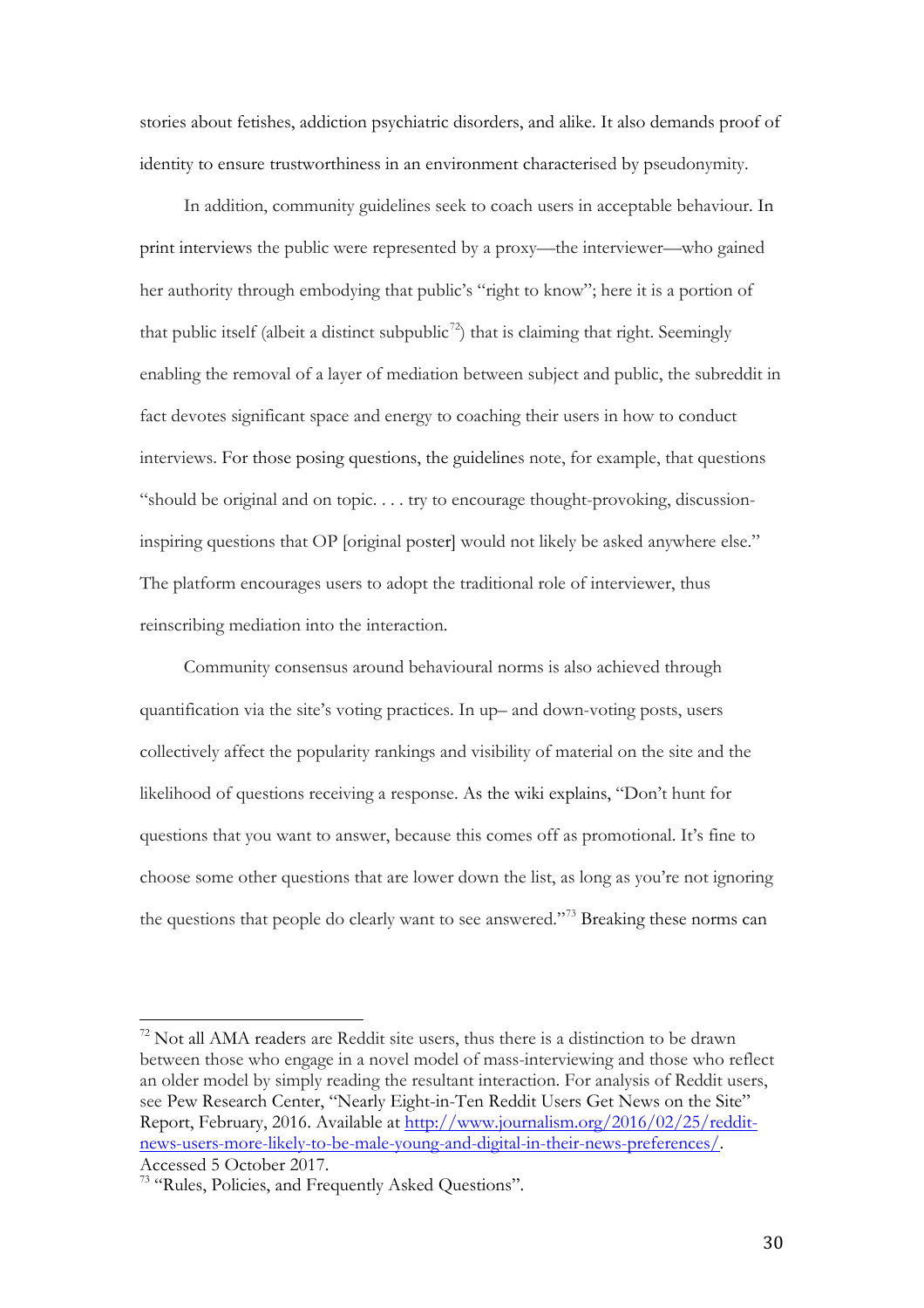stories about fetishes, addiction psychiatric disorders, and alike. It also demands proof of identity to ensure trustworthiness in an environment characterised by pseudonymity.

In addition, community guidelines seek to coach users in acceptable behaviour. In print interviews the public were represented by a proxy—the interviewer—who gained her authority through embodying that public's "right to know"; here it is a portion of that public itself (albeit a distinct subpublic[72]) that is claiming that right. Seemingly enabling the removal of a layer of mediation between subject and public, the subreddit in fact devotes significant space and energy to coaching their users in how to conduct interviews. For those posing questions, the guidelines note, for example, that questions "should be original and on topic. . . . try to encourage thought-provoking, discussion-inspiring questions that OP [original poster] would not likely be asked anywhere else." The platform encourages users to adopt the traditional role of interviewer, thus reinscribing mediation into the interaction.

Community consensus around behavioural norms is also achieved through quantification via the site's voting practices. In up– and down-voting posts, users collectively affect the popularity rankings and visibility of material on the site and the likelihood of questions receiving a response. As the wiki explains, "Don't hunt for questions that you want to answer, because this comes off as promotional. It's fine to choose some other questions that are lower down the list, as long as you're not ignoring the questions that people do clearly want to see answered."[73] Breaking these norms can

---

[72] Not all AMA readers are Reddit site users, thus there is a distinction to be drawn between those who engage in a novel model of mass-interviewing and those who reflect an older model by simply reading the resultant interaction. For analysis of Reddit users, see Pew Research Center, "Nearly Eight-in-Ten Reddit Users Get News on the Site" Report, February, 2016. Available at [http://www.journalism.org/2016/02/25/reddit-news-users-more-likely-to-be-male-young-and-digital-in-their-news-preferences/](http://www.journalism.org/2016/02/25/reddit-news-users-more-likely-to-be-male-young-and-digital-in-their-news-preferences/). Accessed 5 October 2017.

[73] "Rules, Policies, and Frequently Asked Questions".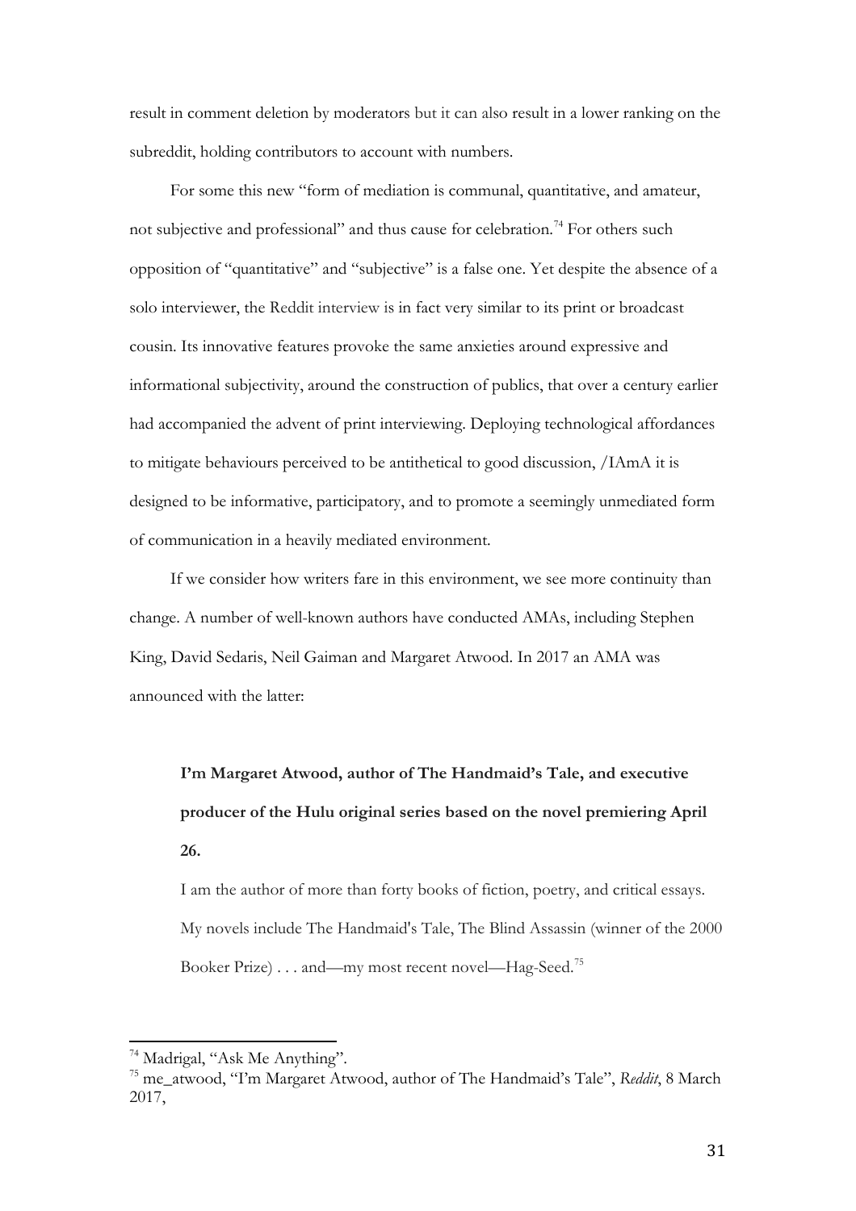result in comment deletion by moderators but it can also result in a lower ranking on the subreddit, holding contributors to account with numbers.

For some this new "form of mediation is communal, quantitative, and amateur, not subjective and professional" and thus cause for celebration.[74] For others such opposition of "quantitative" and "subjective" is a false one. Yet despite the absence of a solo interviewer, the Reddit interview is in fact very similar to its print or broadcast cousin. Its innovative features provoke the same anxieties around expressive and informational subjectivity, around the construction of publics, that over a century earlier had accompanied the advent of print interviewing. Deploying technological affordances to mitigate behaviours perceived to be antithetical to good discussion, /IAmA it is designed to be informative, participatory, and to promote a seemingly unmediated form of communication in a heavily mediated environment.

If we consider how writers fare in this environment, we see more continuity than change. A number of well-known authors have conducted AMAs, including Stephen King, David Sedaris, Neil Gaiman and Margaret Atwood. In 2017 an AMA was announced with the latter:

> **I'm Margaret Atwood, author of The Handmaid's Tale, and executive producer of the Hulu original series based on the novel premiering April 26.**
>
> I am the author of more than forty books of fiction, poetry, and critical essays. My novels include The Handmaid's Tale, The Blind Assassin (winner of the 2000 Booker Prize) . . . and—my most recent novel—Hag-Seed.[75]

---

[74] Madrigal, "Ask Me Anything".

[75] me_atwood, "I'm Margaret Atwood, author of The Handmaid's Tale", *Reddit*, 8 March 2017,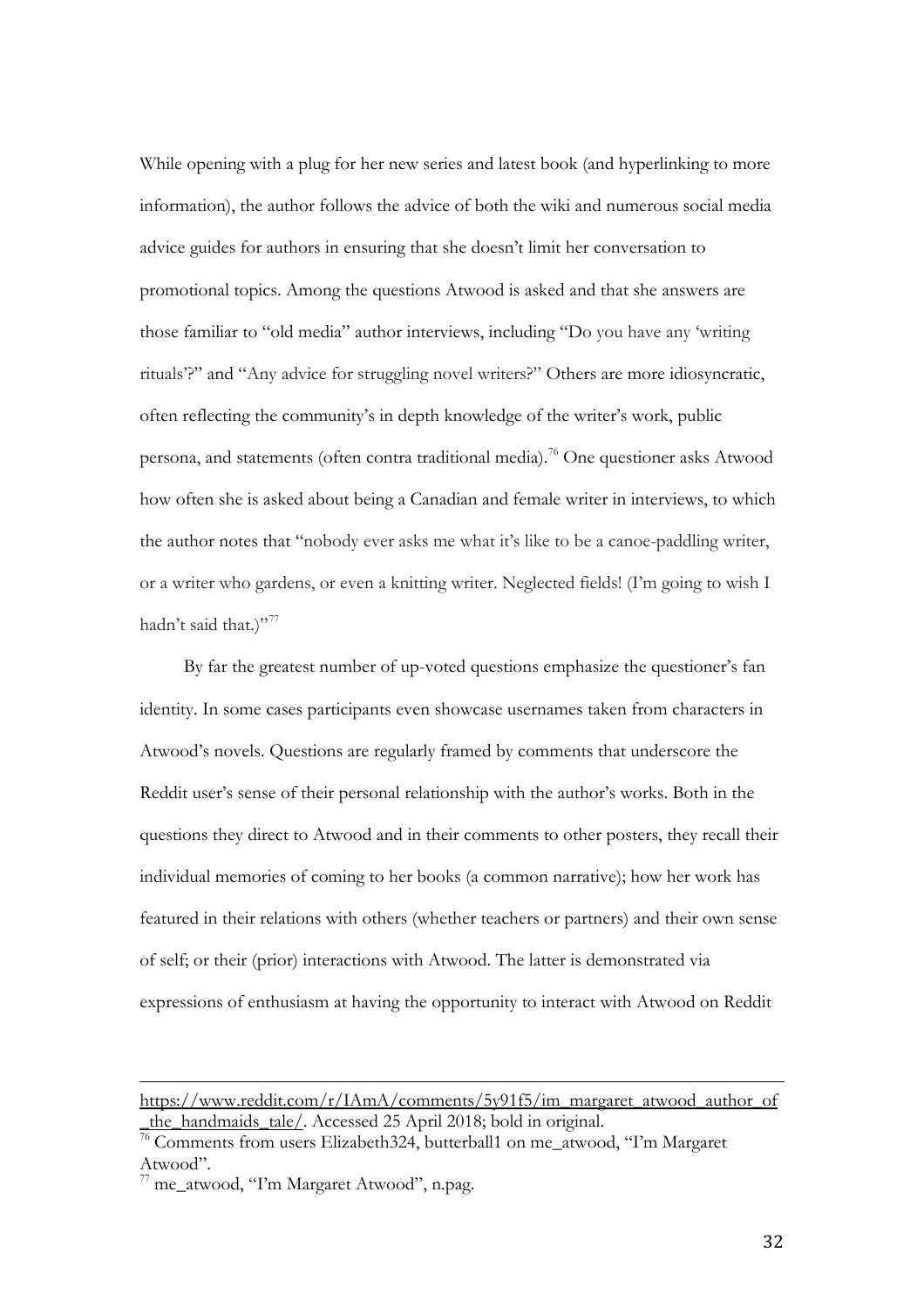While opening with a plug for her new series and latest book (and hyperlinking to more information), the author follows the advice of both the wiki and numerous social media advice guides for authors in ensuring that she doesn't limit her conversation to promotional topics. Among the questions Atwood is asked and that she answers are those familiar to "old media" author interviews, including "Do you have any 'writing rituals'?" and "Any advice for struggling novel writers?" Others are more idiosyncratic, often reflecting the community's in depth knowledge of the writer's work, public persona, and statements (often contra traditional media).[76] One questioner asks Atwood how often she is asked about being a Canadian and female writer in interviews, to which the author notes that "nobody ever asks me what it's like to be a canoe-paddling writer, or a writer who gardens, or even a knitting writer. Neglected fields! (I'm going to wish I hadn't said that.)"[77]

By far the greatest number of up-voted questions emphasize the questioner's fan identity. In some cases participants even showcase usernames taken from characters in Atwood's novels. Questions are regularly framed by comments that underscore the Reddit user's sense of their personal relationship with the author's works. Both in the questions they direct to Atwood and in their comments to other posters, they recall their individual memories of coming to her books (a common narrative); how her work has featured in their relations with others (whether teachers or partners) and their own sense of self; or their (prior) interactions with Atwood. The latter is demonstrated via expressions of enthusiasm at having the opportunity to interact with Atwood on Reddit

---

https://www.reddit.com/r/IAmA/comments/5y91f5/im_margaret_atwood_author_of_the_handmaids_tale/. Accessed 25 April 2018; bold in original.

[76] Comments from users Elizabeth324, butterball1 on me_atwood, "I'm Margaret Atwood".

[77] me_atwood, "I'm Margaret Atwood", n.pag.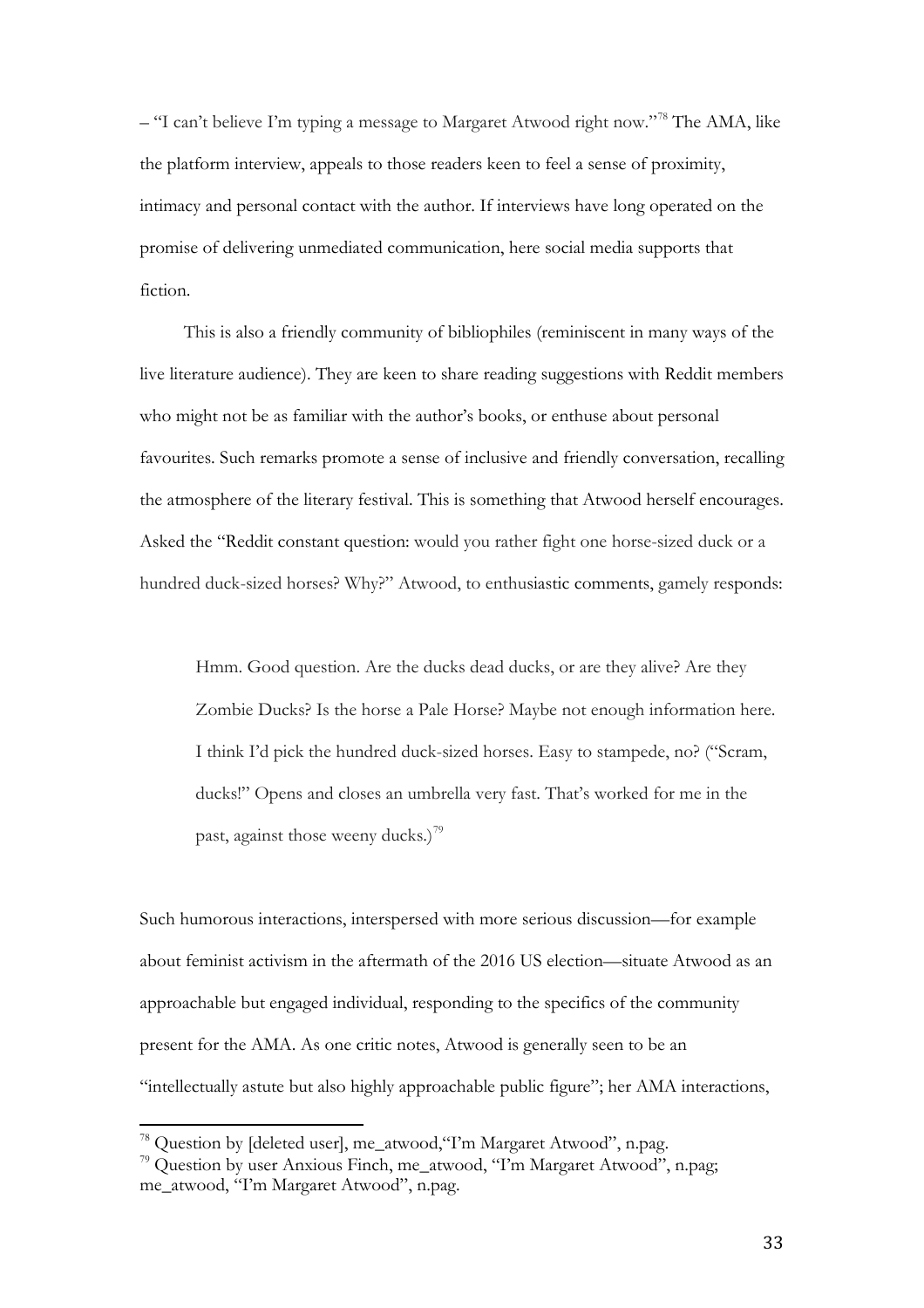– "I can't believe I'm typing a message to Margaret Atwood right now."[78] The AMA, like the platform interview, appeals to those readers keen to feel a sense of proximity, intimacy and personal contact with the author. If interviews have long operated on the promise of delivering unmediated communication, here social media supports that fiction.

This is also a friendly community of bibliophiles (reminiscent in many ways of the live literature audience). They are keen to share reading suggestions with Reddit members who might not be as familiar with the author's books, or enthuse about personal favourites. Such remarks promote a sense of inclusive and friendly conversation, recalling the atmosphere of the literary festival. This is something that Atwood herself encourages. Asked the "Reddit constant question: would you rather fight one horse-sized duck or a hundred duck-sized horses? Why?" Atwood, to enthusiastic comments, gamely responds:

> Hmm. Good question. Are the ducks dead ducks, or are they alive? Are they Zombie Ducks? Is the horse a Pale Horse? Maybe not enough information here. I think I'd pick the hundred duck-sized horses. Easy to stampede, no? ("Scram, ducks!" Opens and closes an umbrella very fast. That's worked for me in the past, against those weeny ducks.)[79]

Such humorous interactions, interspersed with more serious discussion—for example about feminist activism in the aftermath of the 2016 US election—situate Atwood as an approachable but engaged individual, responding to the specifics of the community present for the AMA. As one critic notes, Atwood is generally seen to be an "intellectually astute but also highly approachable public figure"; her AMA interactions,

[78] Question by [deleted user], me_atwood,"I'm Margaret Atwood", n.pag.

[79] Question by user Anxious Finch, me_atwood, "I'm Margaret Atwood", n.pag; me_atwood, "I'm Margaret Atwood", n.pag.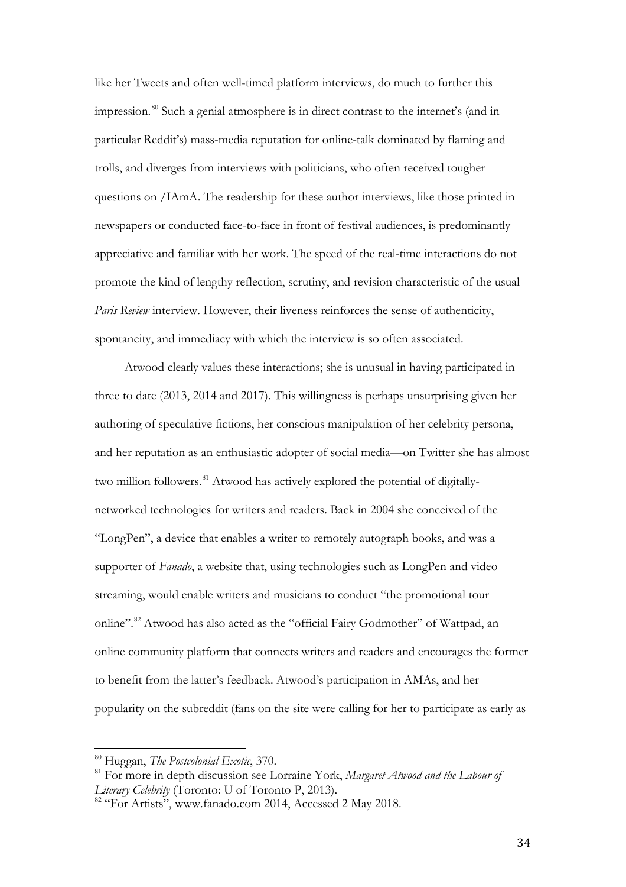like her Tweets and often well-timed platform interviews, do much to further this impression.[80] Such a genial atmosphere is in direct contrast to the internet's (and in particular Reddit's) mass-media reputation for online-talk dominated by flaming and trolls, and diverges from interviews with politicians, who often received tougher questions on /IAmA. The readership for these author interviews, like those printed in newspapers or conducted face-to-face in front of festival audiences, is predominantly appreciative and familiar with her work. The speed of the real-time interactions do not promote the kind of lengthy reflection, scrutiny, and revision characteristic of the usual *Paris Review* interview. However, their liveness reinforces the sense of authenticity, spontaneity, and immediacy with which the interview is so often associated.

Atwood clearly values these interactions; she is unusual in having participated in three to date (2013, 2014 and 2017). This willingness is perhaps unsurprising given her authoring of speculative fictions, her conscious manipulation of her celebrity persona, and her reputation as an enthusiastic adopter of social media—on Twitter she has almost two million followers.[81] Atwood has actively explored the potential of digitally-networked technologies for writers and readers. Back in 2004 she conceived of the "LongPen", a device that enables a writer to remotely autograph books, and was a supporter of *Fanado*, a website that, using technologies such as LongPen and video streaming, would enable writers and musicians to conduct "the promotional tour online".[82] Atwood has also acted as the "official Fairy Godmother" of Wattpad, an online community platform that connects writers and readers and encourages the former to benefit from the latter's feedback. Atwood's participation in AMAs, and her popularity on the subreddit (fans on the site were calling for her to participate as early as

---

[80] Huggan, *The Postcolonial Exotic*, 370.

[81] For more in depth discussion see Lorraine York, *Margaret Atwood and the Labour of Literary Celebrity* (Toronto: U of Toronto P, 2013).

[82] "For Artists", www.fanado.com 2014, Accessed 2 May 2018.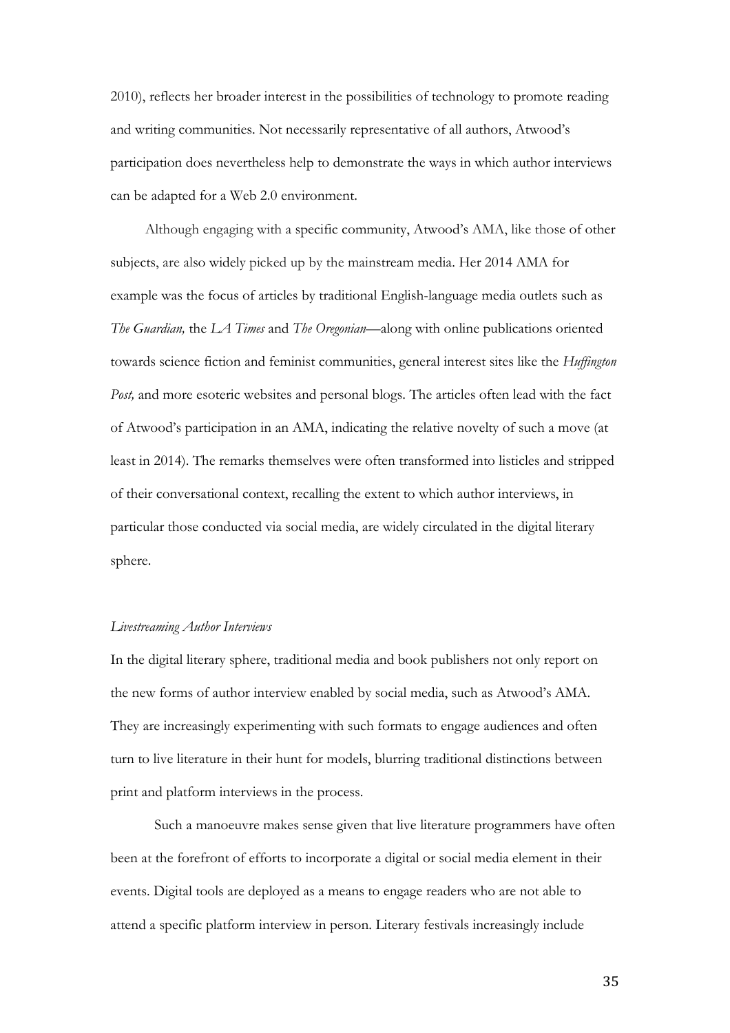2010), reflects her broader interest in the possibilities of technology to promote reading and writing communities. Not necessarily representative of all authors, Atwood's participation does nevertheless help to demonstrate the ways in which author interviews can be adapted for a Web 2.0 environment.

Although engaging with a specific community, Atwood's AMA, like those of other subjects, are also widely picked up by the mainstream media. Her 2014 AMA for example was the focus of articles by traditional English-language media outlets such as *The Guardian,* the *LA Times* and *The Oregonian*—along with online publications oriented towards science fiction and feminist communities, general interest sites like the *Huffington Post,* and more esoteric websites and personal blogs. The articles often lead with the fact of Atwood's participation in an AMA, indicating the relative novelty of such a move (at least in 2014). The remarks themselves were often transformed into listicles and stripped of their conversational context, recalling the extent to which author interviews, in particular those conducted via social media, are widely circulated in the digital literary sphere.

*Livestreaming Author Interviews*

In the digital literary sphere, traditional media and book publishers not only report on the new forms of author interview enabled by social media, such as Atwood's AMA. They are increasingly experimenting with such formats to engage audiences and often turn to live literature in their hunt for models, blurring traditional distinctions between print and platform interviews in the process.

Such a manoeuvre makes sense given that live literature programmers have often been at the forefront of efforts to incorporate a digital or social media element in their events. Digital tools are deployed as a means to engage readers who are not able to attend a specific platform interview in person. Literary festivals increasingly include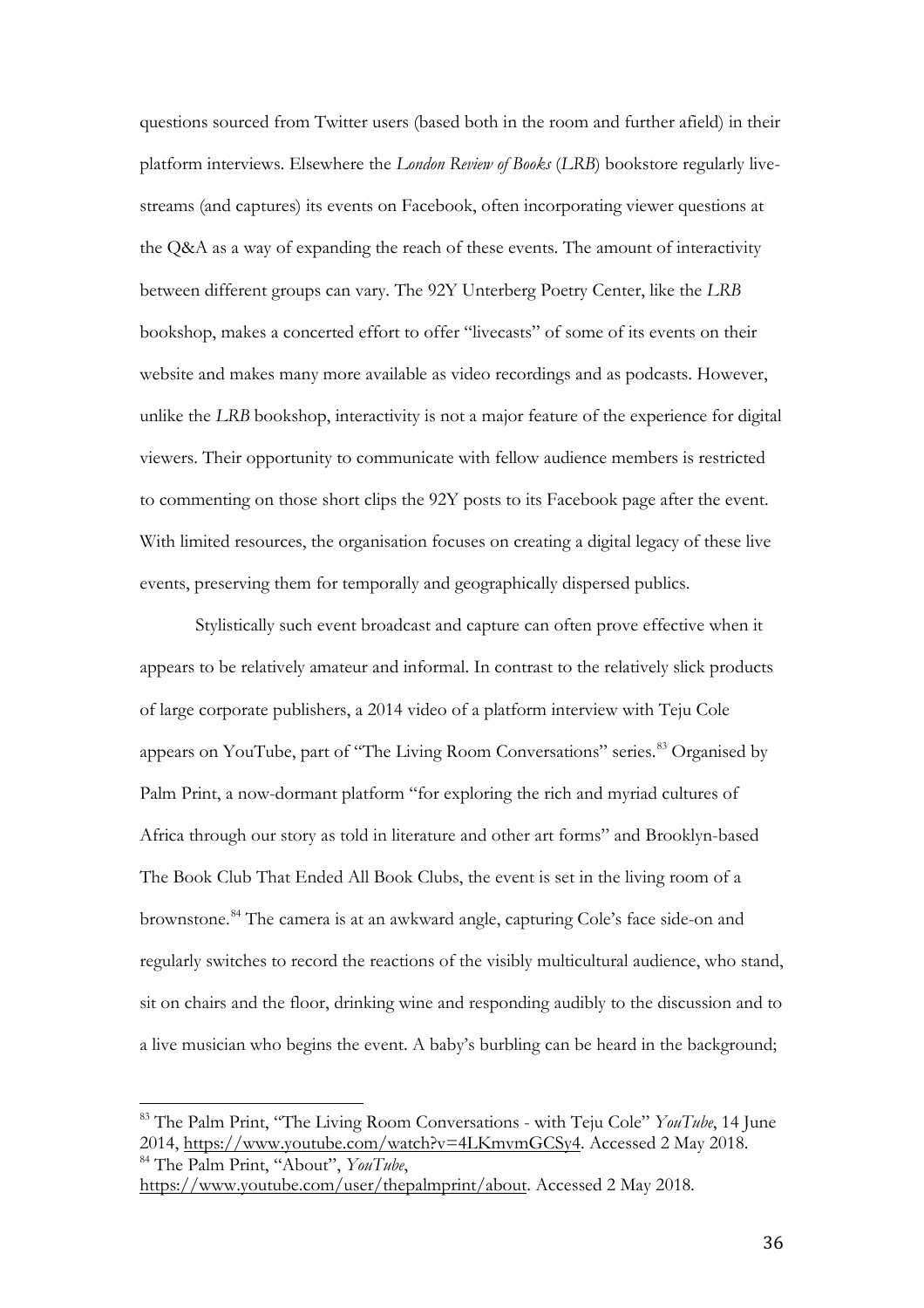questions sourced from Twitter users (based both in the room and further afield) in their platform interviews. Elsewhere the *London Review of Books* (*LRB*) bookstore regularly live-streams (and captures) its events on Facebook, often incorporating viewer questions at the Q&A as a way of expanding the reach of these events. The amount of interactivity between different groups can vary. The 92Y Unterberg Poetry Center, like the *LRB* bookshop, makes a concerted effort to offer "livecasts" of some of its events on their website and makes many more available as video recordings and as podcasts. However, unlike the *LRB* bookshop, interactivity is not a major feature of the experience for digital viewers. Their opportunity to communicate with fellow audience members is restricted to commenting on those short clips the 92Y posts to its Facebook page after the event. With limited resources, the organisation focuses on creating a digital legacy of these live events, preserving them for temporally and geographically dispersed publics.

Stylistically such event broadcast and capture can often prove effective when it appears to be relatively amateur and informal. In contrast to the relatively slick products of large corporate publishers, a 2014 video of a platform interview with Teju Cole appears on YouTube, part of "The Living Room Conversations" series.[83] Organised by Palm Print, a now-dormant platform "for exploring the rich and myriad cultures of Africa through our story as told in literature and other art forms" and Brooklyn-based The Book Club That Ended All Book Clubs, the event is set in the living room of a brownstone.[84] The camera is at an awkward angle, capturing Cole's face side-on and regularly switches to record the reactions of the visibly multicultural audience, who stand, sit on chairs and the floor, drinking wine and responding audibly to the discussion and to a live musician who begins the event. A baby's burbling can be heard in the background;

---

[83] The Palm Print, "The Living Room Conversations - with Teju Cole" *YouTube*, 14 June 2014, https://www.youtube.com/watch?v=4LKmvmGCSy4. Accessed 2 May 2018.

[84] The Palm Print, "About", *YouTube*, https://www.youtube.com/user/thepalmprint/about. Accessed 2 May 2018.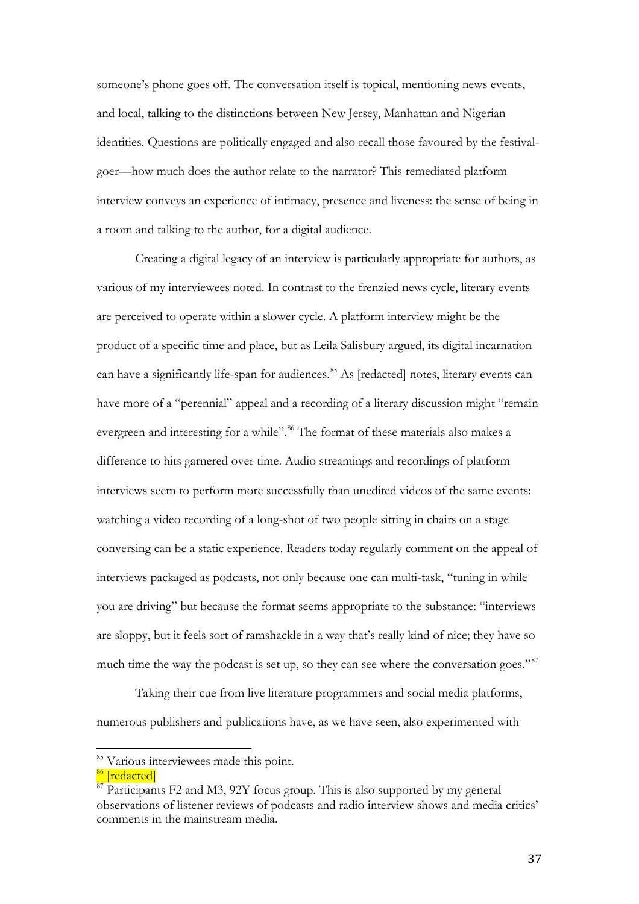someone's phone goes off. The conversation itself is topical, mentioning news events, and local, talking to the distinctions between New Jersey, Manhattan and Nigerian identities. Questions are politically engaged and also recall those favoured by the festival-goer—how much does the author relate to the narrator? This remediated platform interview conveys an experience of intimacy, presence and liveness: the sense of being in a room and talking to the author, for a digital audience.

Creating a digital legacy of an interview is particularly appropriate for authors, as various of my interviewees noted. In contrast to the frenzied news cycle, literary events are perceived to operate within a slower cycle. A platform interview might be the product of a specific time and place, but as Leila Salisbury argued, its digital incarnation can have a significantly life-span for audiences.[85] As [redacted] notes, literary events can have more of a "perennial" appeal and a recording of a literary discussion might "remain evergreen and interesting for a while".[86] The format of these materials also makes a difference to hits garnered over time. Audio streamings and recordings of platform interviews seem to perform more successfully than unedited videos of the same events: watching a video recording of a long-shot of two people sitting in chairs on a stage conversing can be a static experience. Readers today regularly comment on the appeal of interviews packaged as podcasts, not only because one can multi-task, "tuning in while you are driving" but because the format seems appropriate to the substance: "interviews are sloppy, but it feels sort of ramshackle in a way that's really kind of nice; they have so much time the way the podcast is set up, so they can see where the conversation goes."[87]

Taking their cue from live literature programmers and social media platforms, numerous publishers and publications have, as we have seen, also experimented with

---

[85] Various interviewees made this point.

[86] [redacted]

[87] Participants F2 and M3, 92Y focus group. This is also supported by my general observations of listener reviews of podcasts and radio interview shows and media critics' comments in the mainstream media.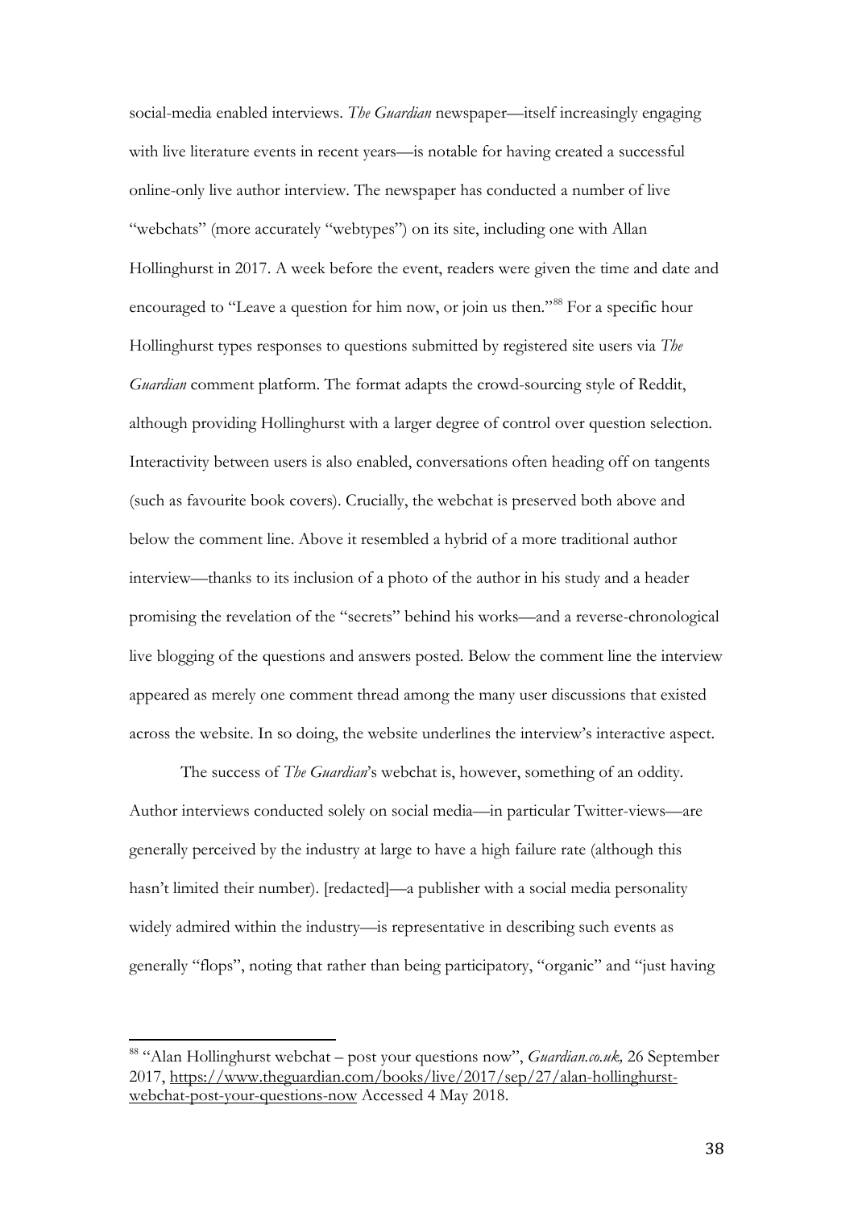social-media enabled interviews. *The Guardian* newspaper—itself increasingly engaging with live literature events in recent years—is notable for having created a successful online-only live author interview. The newspaper has conducted a number of live "webchats" (more accurately "webtypes") on its site, including one with Allan Hollinghurst in 2017. A week before the event, readers were given the time and date and encouraged to "Leave a question for him now, or join us then."[88] For a specific hour Hollinghurst types responses to questions submitted by registered site users via *The Guardian* comment platform. The format adapts the crowd-sourcing style of Reddit, although providing Hollinghurst with a larger degree of control over question selection. Interactivity between users is also enabled, conversations often heading off on tangents (such as favourite book covers). Crucially, the webchat is preserved both above and below the comment line. Above it resembled a hybrid of a more traditional author interview—thanks to its inclusion of a photo of the author in his study and a header promising the revelation of the "secrets" behind his works—and a reverse-chronological live blogging of the questions and answers posted. Below the comment line the interview appeared as merely one comment thread among the many user discussions that existed across the website. In so doing, the website underlines the interview's interactive aspect.

The success of *The Guardian*'s webchat is, however, something of an oddity. Author interviews conducted solely on social media—in particular Twitter-views—are generally perceived by the industry at large to have a high failure rate (although this hasn't limited their number). [redacted]—a publisher with a social media personality widely admired within the industry—is representative in describing such events as generally "flops", noting that rather than being participatory, "organic" and "just having

---

[88] "Alan Hollinghurst webchat – post your questions now", *Guardian.co.uk,* 26 September 2017, https://www.theguardian.com/books/live/2017/sep/27/alan-hollinghurst-webchat-post-your-questions-now Accessed 4 May 2018.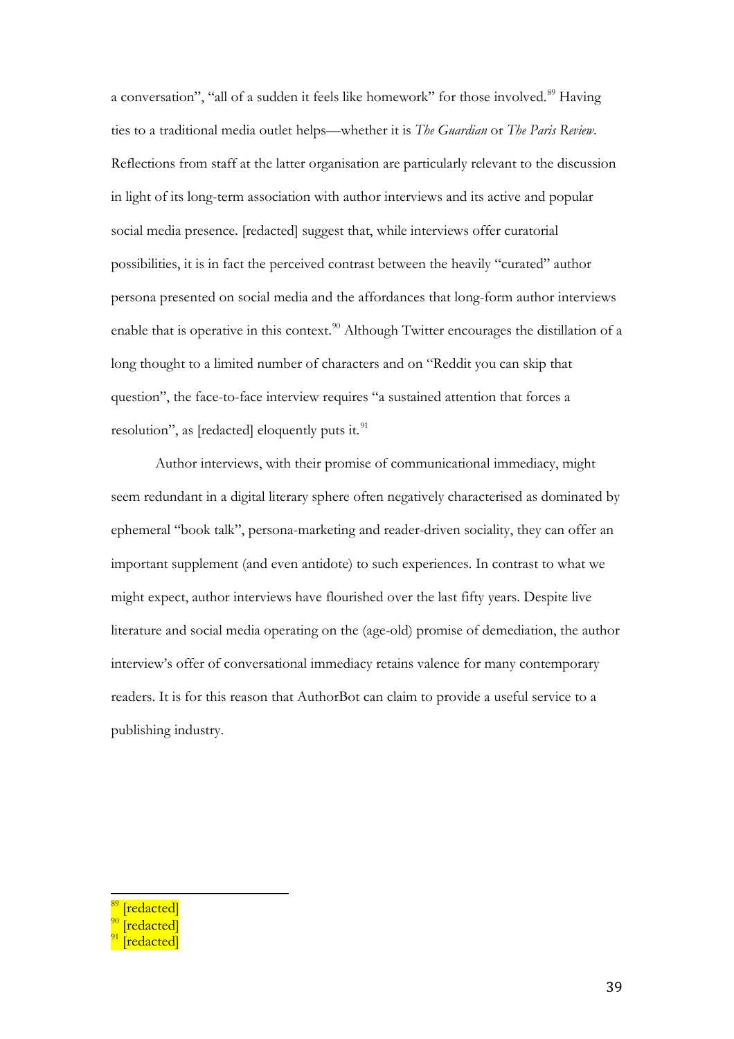a conversation", "all of a sudden it feels like homework" for those involved.[89] Having ties to a traditional media outlet helps—whether it is *The Guardian* or *The Paris Review*. Reflections from staff at the latter organisation are particularly relevant to the discussion in light of its long-term association with author interviews and its active and popular social media presence. [redacted] suggest that, while interviews offer curatorial possibilities, it is in fact the perceived contrast between the heavily "curated" author persona presented on social media and the affordances that long-form author interviews enable that is operative in this context.[90] Although Twitter encourages the distillation of a long thought to a limited number of characters and on "Reddit you can skip that question", the face-to-face interview requires "a sustained attention that forces a resolution", as [redacted] eloquently puts it.[91]

Author interviews, with their promise of communicational immediacy, might seem redundant in a digital literary sphere often negatively characterised as dominated by ephemeral "book talk", persona-marketing and reader-driven sociality, they can offer an important supplement (and even antidote) to such experiences. In contrast to what we might expect, author interviews have flourished over the last fifty years. Despite live literature and social media operating on the (age-old) promise of demediation, the author interview's offer of conversational immediacy retains valence for many contemporary readers. It is for this reason that AuthorBot can claim to provide a useful service to a publishing industry.

---

[89] [redacted]

[90] [redacted]

[91] [redacted]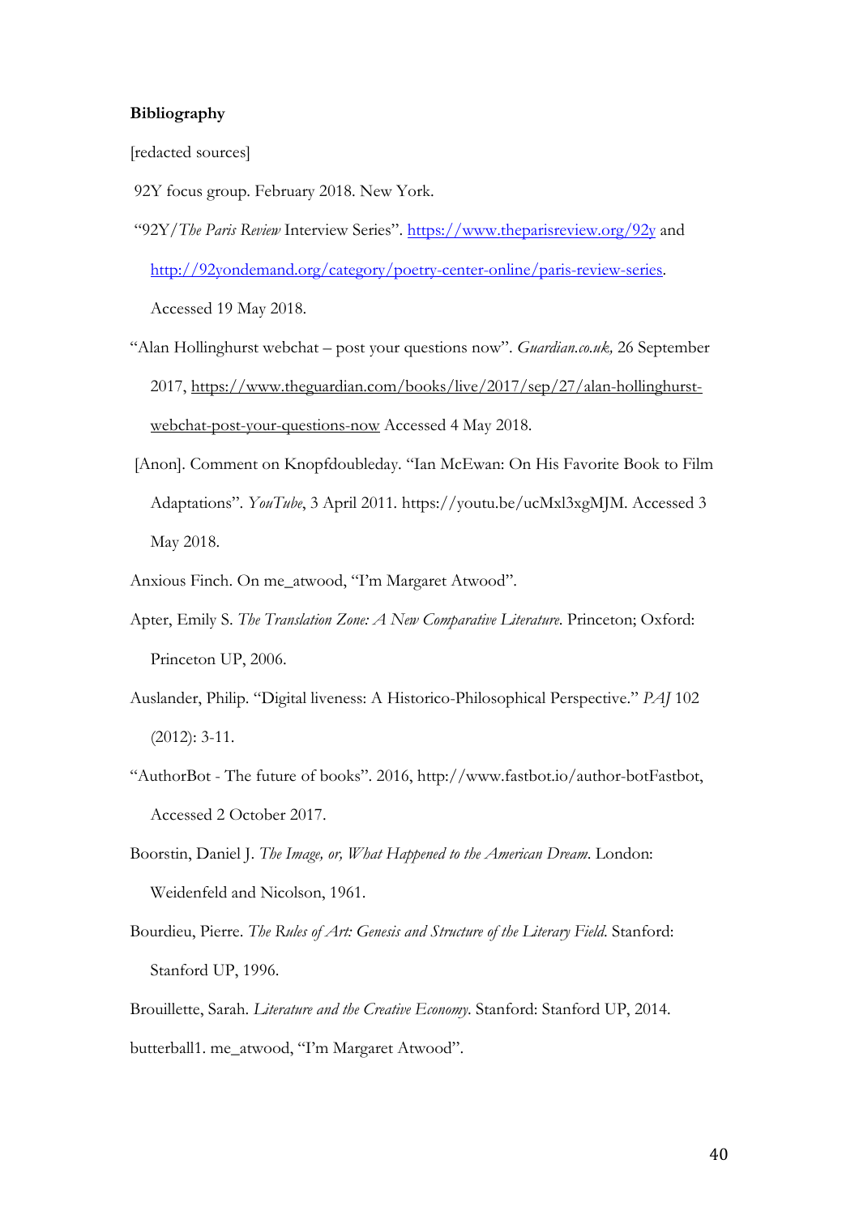**Bibliography**

[redacted sources]

92Y focus group. February 2018. New York.

"92Y/*The Paris Review* Interview Series". https://www.theparisreview.org/92y and http://92yondemand.org/category/poetry-center-online/paris-review-series. Accessed 19 May 2018.

"Alan Hollinghurst webchat – post your questions now". *Guardian.co.uk,* 26 September 2017, https://www.theguardian.com/books/live/2017/sep/27/alan-hollinghurst-webchat-post-your-questions-now Accessed 4 May 2018.

[Anon]. Comment on Knopfdoubleday. "Ian McEwan: On His Favorite Book to Film Adaptations". *YouTube*, 3 April 2011. https://youtu.be/ucMxl3xgMJM. Accessed 3 May 2018.

Anxious Finch. On me_atwood, "I'm Margaret Atwood".

Apter, Emily S. *The Translation Zone: A New Comparative Literature.* Princeton; Oxford: Princeton UP, 2006.

Auslander, Philip. "Digital liveness: A Historico-Philosophical Perspective." *PAJ* 102 (2012): 3-11.

"AuthorBot - The future of books". 2016, http://www.fastbot.io/author-botFastbot, Accessed 2 October 2017.

Boorstin, Daniel J. *The Image, or, What Happened to the American Dream*. London: Weidenfeld and Nicolson, 1961.

Bourdieu, Pierre. *The Rules of Art: Genesis and Structure of the Literary Field.* Stanford: Stanford UP, 1996.

Brouillette, Sarah. *Literature and the Creative Economy.* Stanford: Stanford UP, 2014.

butterball1. me_atwood, "I'm Margaret Atwood".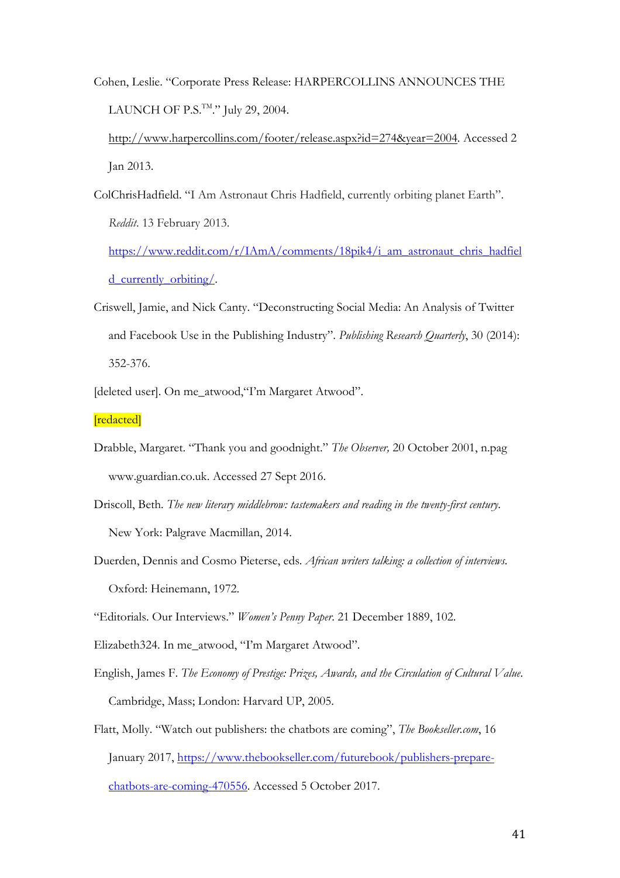Cohen, Leslie. "Corporate Press Release: HARPERCOLLINS ANNOUNCES THE LAUNCH OF P.S.™." July 29, 2004. http://www.harpercollins.com/footer/release.aspx?id=274&year=2004. Accessed 2 Jan 2013.

ColChrisHadfield. "I Am Astronaut Chris Hadfield, currently orbiting planet Earth". *Reddit*. 13 February 2013. https://www.reddit.com/r/IAmA/comments/18pik4/i_am_astronaut_chris_hadfield_currently_orbiting/.

Criswell, Jamie, and Nick Canty. "Deconstructing Social Media: An Analysis of Twitter and Facebook Use in the Publishing Industry". *Publishing Research Quarterly*, 30 (2014): 352-376.

[deleted user]. On me_atwood,"I'm Margaret Atwood".

[redacted]

Drabble, Margaret. "Thank you and goodnight." *The Observer,* 20 October 2001, n.pag www.guardian.co.uk. Accessed 27 Sept 2016.

Driscoll, Beth. *The new literary middlebrow: tastemakers and reading in the twenty-first century.* New York: Palgrave Macmillan, 2014.

Duerden, Dennis and Cosmo Pieterse, eds. *African writers talking: a collection of interviews.* Oxford: Heinemann, 1972.

"Editorials. Our Interviews." *Women's Penny Paper.* 21 December 1889, 102.

Elizabeth324. In me_atwood, "I'm Margaret Atwood".

English, James F. *The Economy of Prestige: Prizes, Awards, and the Circulation of Cultural Value.* Cambridge, Mass; London: Harvard UP, 2005.

Flatt, Molly. "Watch out publishers: the chatbots are coming", *The Bookseller.com*, 16 January 2017, https://www.thebookseller.com/futurebook/publishers-prepare-chatbots-are-coming-470556. Accessed 5 October 2017.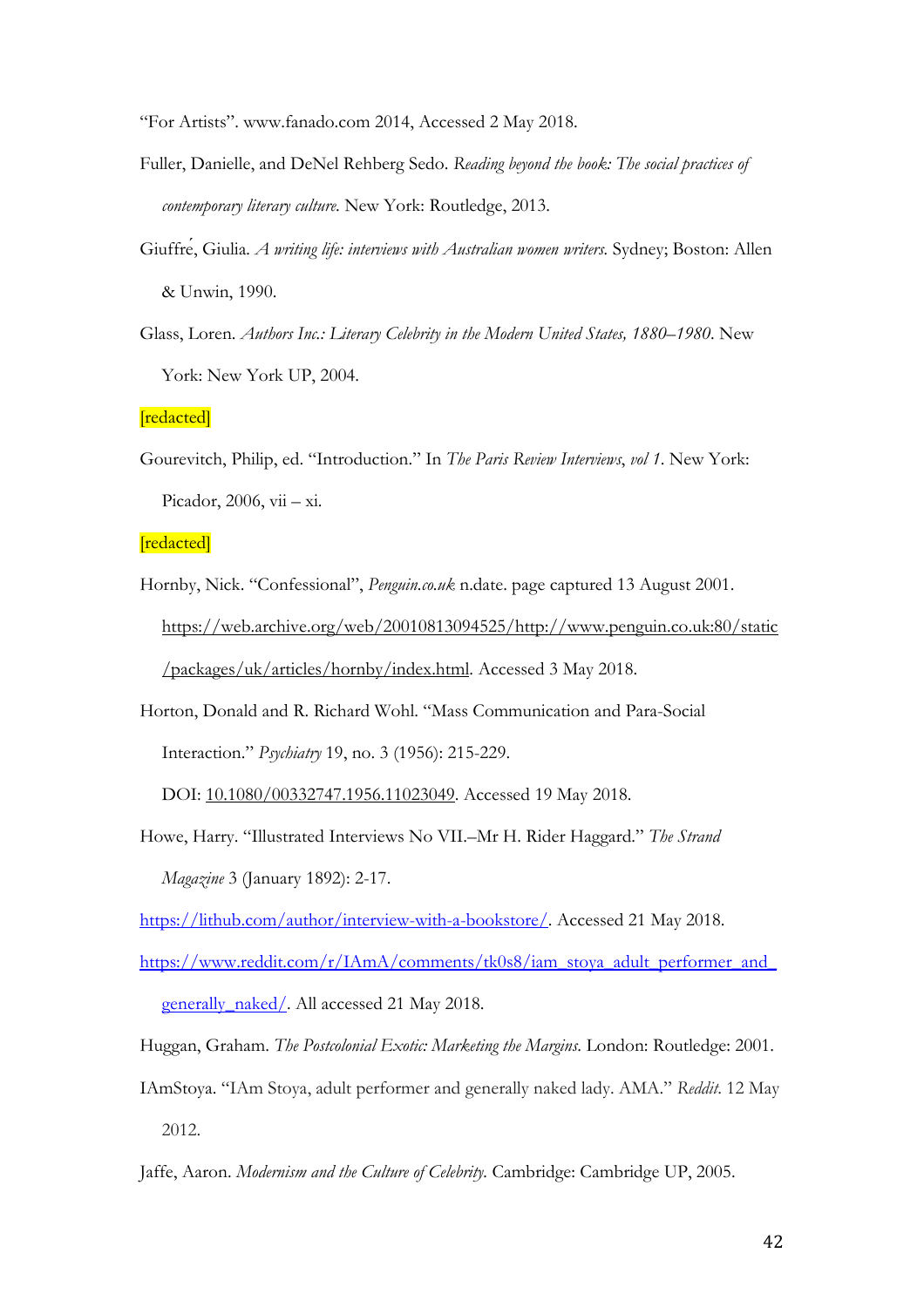"For Artists". www.fanado.com 2014, Accessed 2 May 2018.

Fuller, Danielle, and DeNel Rehberg Sedo. *Reading beyond the book: The social practices of contemporary literary culture.* New York: Routledge, 2013.

Giuffré, Giulia. *A writing life: interviews with Australian women writers.* Sydney; Boston: Allen & Unwin, 1990.

Glass, Loren. *Authors Inc.: Literary Celebrity in the Modern United States, 1880–1980*. New York: New York UP, 2004.

[redacted]

Gourevitch, Philip, ed. "Introduction." In *The Paris Review Interviews, vol 1*. New York: Picador, 2006, vii – xi.

[redacted]

Hornby, Nick. "Confessional", *Penguin.co.uk* n.date. page captured 13 August 2001. https://web.archive.org/web/20010813094525/http://www.penguin.co.uk:80/static/packages/uk/articles/hornby/index.html. Accessed 3 May 2018.

Horton, Donald and R. Richard Wohl. "Mass Communication and Para-Social Interaction." *Psychiatry* 19, no. 3 (1956): 215-229. DOI: 10.1080/00332747.1956.11023049. Accessed 19 May 2018.

Howe, Harry. "Illustrated Interviews No VII.–Mr H. Rider Haggard." *The Strand Magazine* 3 (January 1892): 2-17.

https://lithub.com/author/interview-with-a-bookstore/. Accessed 21 May 2018.

https://www.reddit.com/r/IAmA/comments/tk0s8/iam_stoya_adult_performer_and_generally_naked/. All accessed 21 May 2018.

Huggan, Graham. *The Postcolonial Exotic: Marketing the Margins.* London: Routledge: 2001.

IAmStoya. "IAm Stoya, adult performer and generally naked lady. AMA." *Reddit.* 12 May 2012.

Jaffe, Aaron. *Modernism and the Culture of Celebrity.* Cambridge: Cambridge UP, 2005.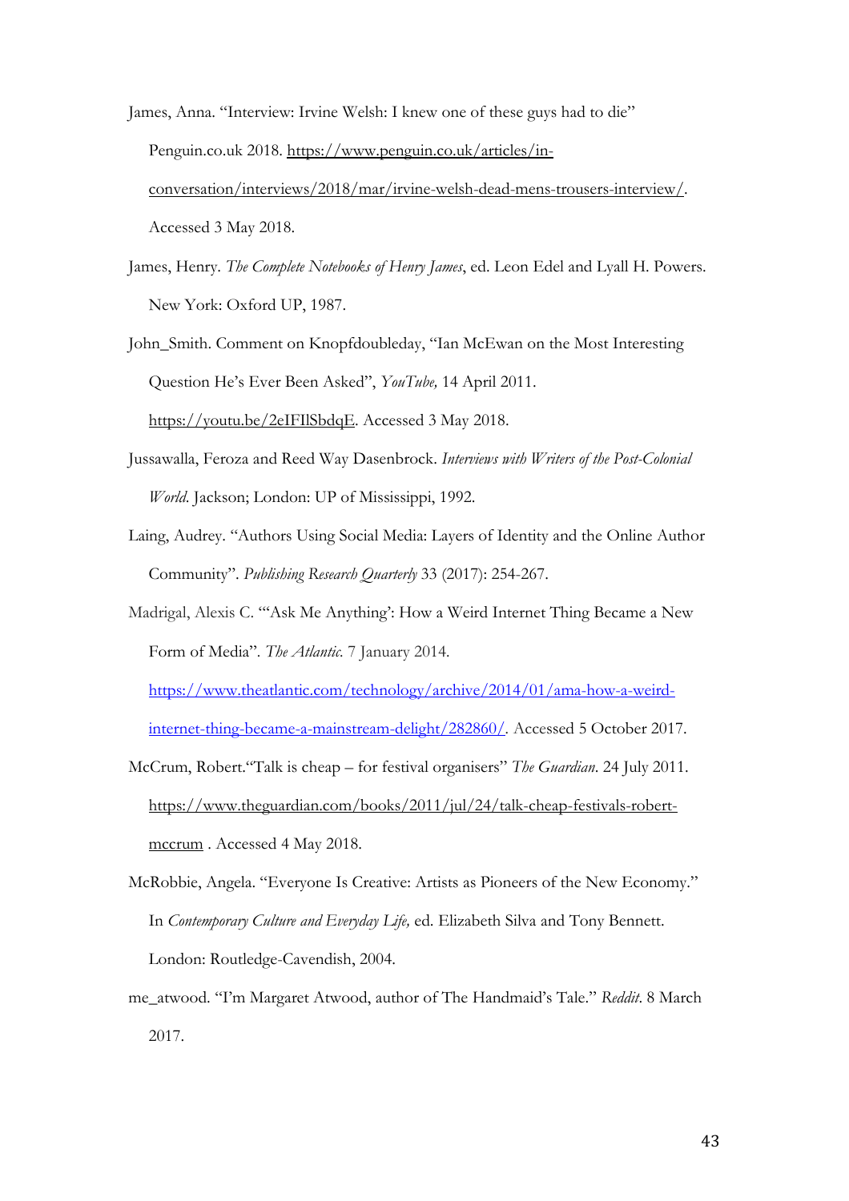James, Anna. "Interview: Irvine Welsh: I knew one of these guys had to die" Penguin.co.uk 2018. https://www.penguin.co.uk/articles/in-conversation/interviews/2018/mar/irvine-welsh-dead-mens-trousers-interview/. Accessed 3 May 2018.

James, Henry. *The Complete Notebooks of Henry James*, ed. Leon Edel and Lyall H. Powers. New York: Oxford UP, 1987.

John_Smith. Comment on Knopfdoubleday, "Ian McEwan on the Most Interesting Question He's Ever Been Asked", *YouTube,* 14 April 2011. https://youtu.be/2eIFIlSbdqE. Accessed 3 May 2018.

Jussawalla, Feroza and Reed Way Dasenbrock. *Interviews with Writers of the Post-Colonial World*. Jackson; London: UP of Mississippi, 1992.

Laing, Audrey. "Authors Using Social Media: Layers of Identity and the Online Author Community". *Publishing Research Quarterly* 33 (2017): 254-267.

Madrigal, Alexis C. "'Ask Me Anything': How a Weird Internet Thing Became a New Form of Media". *The Atlantic.* 7 January 2014. https://www.theatlantic.com/technology/archive/2014/01/ama-how-a-weird-internet-thing-became-a-mainstream-delight/282860/. Accessed 5 October 2017.

McCrum, Robert."Talk is cheap – for festival organisers" *The Guardian*. 24 July 2011. https://www.theguardian.com/books/2011/jul/24/talk-cheap-festivals-robert-mccrum . Accessed 4 May 2018.

McRobbie, Angela. "Everyone Is Creative: Artists as Pioneers of the New Economy." In *Contemporary Culture and Everyday Life,* ed. Elizabeth Silva and Tony Bennett. London: Routledge-Cavendish, 2004.

me_atwood. "I'm Margaret Atwood, author of The Handmaid's Tale." *Reddit*. 8 March 2017.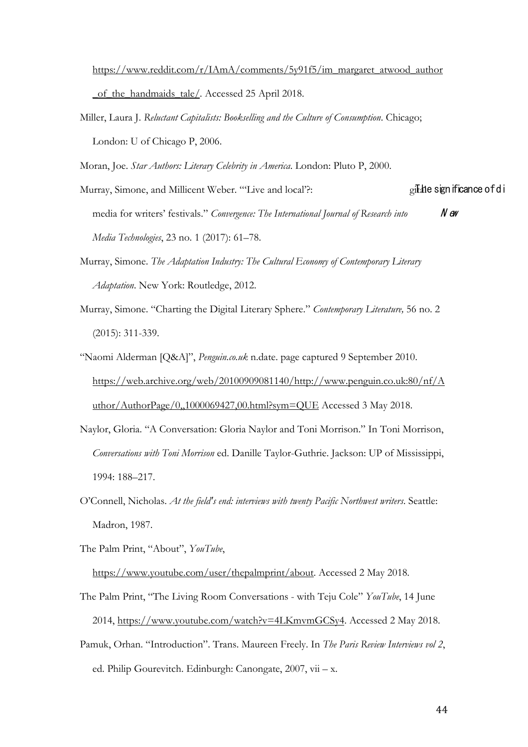https://www.reddit.com/r/IAmA/comments/5y91f5/im_margaret_atwood_author_of_the_handmaids_tale/. Accessed 25 April 2018.

Miller, Laura J. *Reluctant Capitalists: Bookselling and the Culture of Consumption*. Chicago; London: U of Chicago P, 2006.

Moran, Joe. *Star Authors: Literary Celebrity in America*. London: Pluto P, 2000.

Murray, Simone, and Millicent Weber. "'Live and local'?: The significance of digital media for writers' festivals." *Convergence: The International Journal of Research into New Media Technologies*, 23 no. 1 (2017): 61–78.

Murray, Simone. *The Adaptation Industry: The Cultural Economy of Contemporary Literary Adaptation*. New York: Routledge, 2012.

Murray, Simone. "Charting the Digital Literary Sphere." *Contemporary Literature,* 56 no. 2 (2015): 311-339.

"Naomi Alderman [Q&A]", *Penguin.co.uk*: n.date. page captured 9 September 2010. https://web.archive.org/web/20100909081140/http://www.penguin.co.uk:80/nf/Author/AuthorPage/0,,1000069427,00.html?sym=QUE Accessed 3 May 2018.

Naylor, Gloria. "A Conversation: Gloria Naylor and Toni Morrison." In Toni Morrison, *Conversations with Toni Morrison* ed. Danille Taylor-Guthrie. Jackson: UP of Mississippi, 1994: 188–217.

O'Connell, Nicholas. *At the field's end: interviews with twenty Pacific Northwest writers*. Seattle: Madron, 1987.

The Palm Print, "About", *YouTube*, https://www.youtube.com/user/thepalmprint/about. Accessed 2 May 2018.

The Palm Print, "The Living Room Conversations - with Teju Cole" *YouTube*, 14 June 2014, https://www.youtube.com/watch?v=4LKmvmGCSy4. Accessed 2 May 2018.

Pamuk, Orhan. "Introduction". Trans. Maureen Freely. In *The Paris Review Interviews vol 2*, ed. Philip Gourevitch. Edinburgh: Canongate, 2007, vii – x.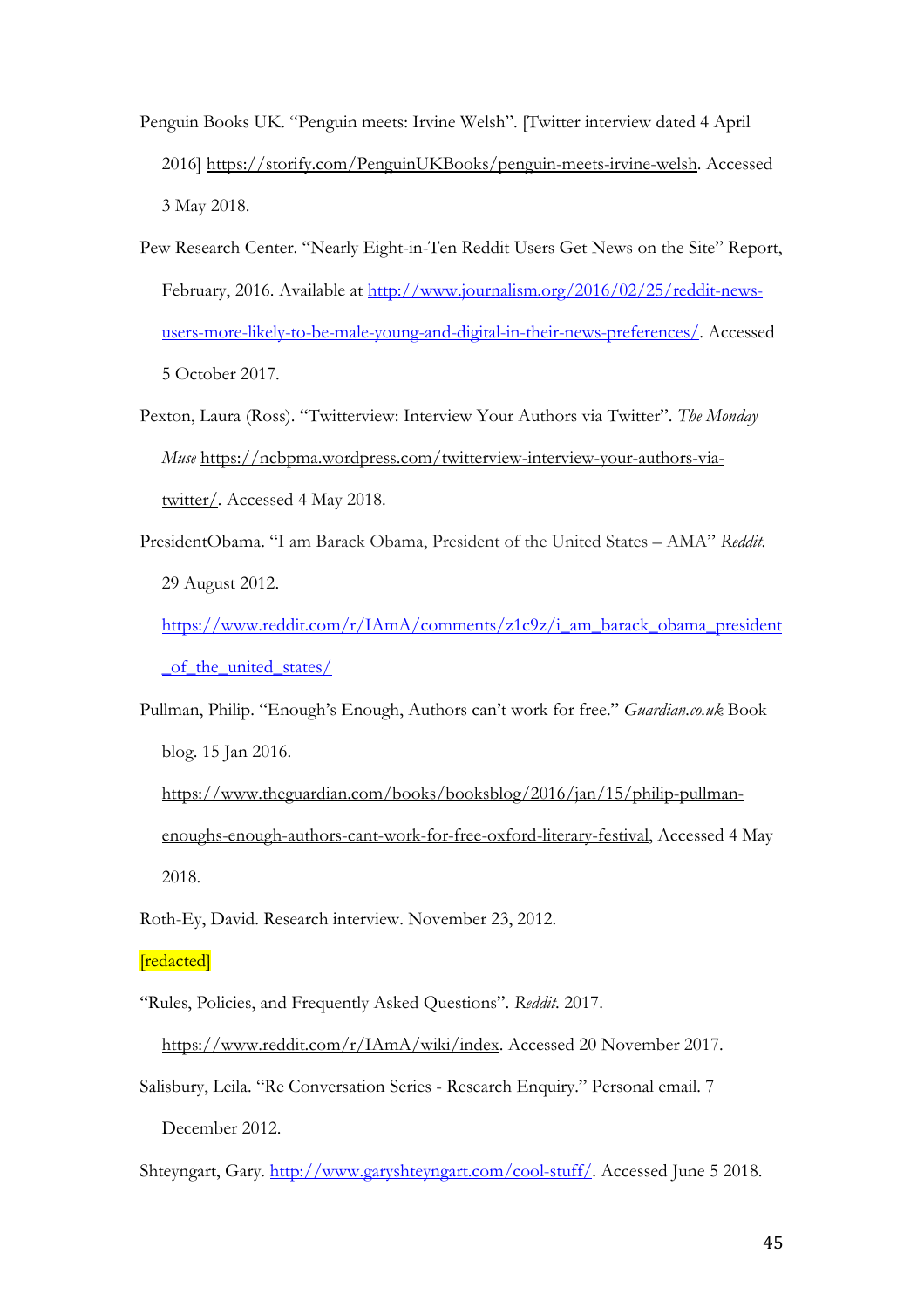Penguin Books UK. "Penguin meets: Irvine Welsh". [Twitter interview dated 4 April 2016] https://storify.com/PenguinUKBooks/penguin-meets-irvine-welsh. Accessed 3 May 2018.

Pew Research Center. "Nearly Eight-in-Ten Reddit Users Get News on the Site" Report, February, 2016. Available at http://www.journalism.org/2016/02/25/reddit-news-users-more-likely-to-be-male-young-and-digital-in-their-news-preferences/. Accessed 5 October 2017.

Pexton, Laura (Ross). "Twitterview: Interview Your Authors via Twitter". *The Monday Muse* https://ncbpma.wordpress.com/twitterview-interview-your-authors-via-twitter/. Accessed 4 May 2018.

PresidentObama. "I am Barack Obama, President of the United States – AMA" *Reddit*. 29 August 2012. https://www.reddit.com/r/IAmA/comments/z1c9z/i_am_barack_obama_president_of_the_united_states/

Pullman, Philip. "Enough's Enough, Authors can't work for free." *Guardian.co.uk* Book blog. 15 Jan 2016. https://www.theguardian.com/books/booksblog/2016/jan/15/philip-pullman-enoughs-enough-authors-cant-work-for-free-oxford-literary-festival, Accessed 4 May 2018.

Roth-Ey, David. Research interview. November 23, 2012.

[redacted]

"Rules, Policies, and Frequently Asked Questions". *Reddit*. 2017. https://www.reddit.com/r/IAmA/wiki/index. Accessed 20 November 2017.

Salisbury, Leila. "Re Conversation Series - Research Enquiry." Personal email. 7 December 2012.

Shteyngart, Gary. http://www.garyshteyngart.com/cool-stuff/. Accessed June 5 2018.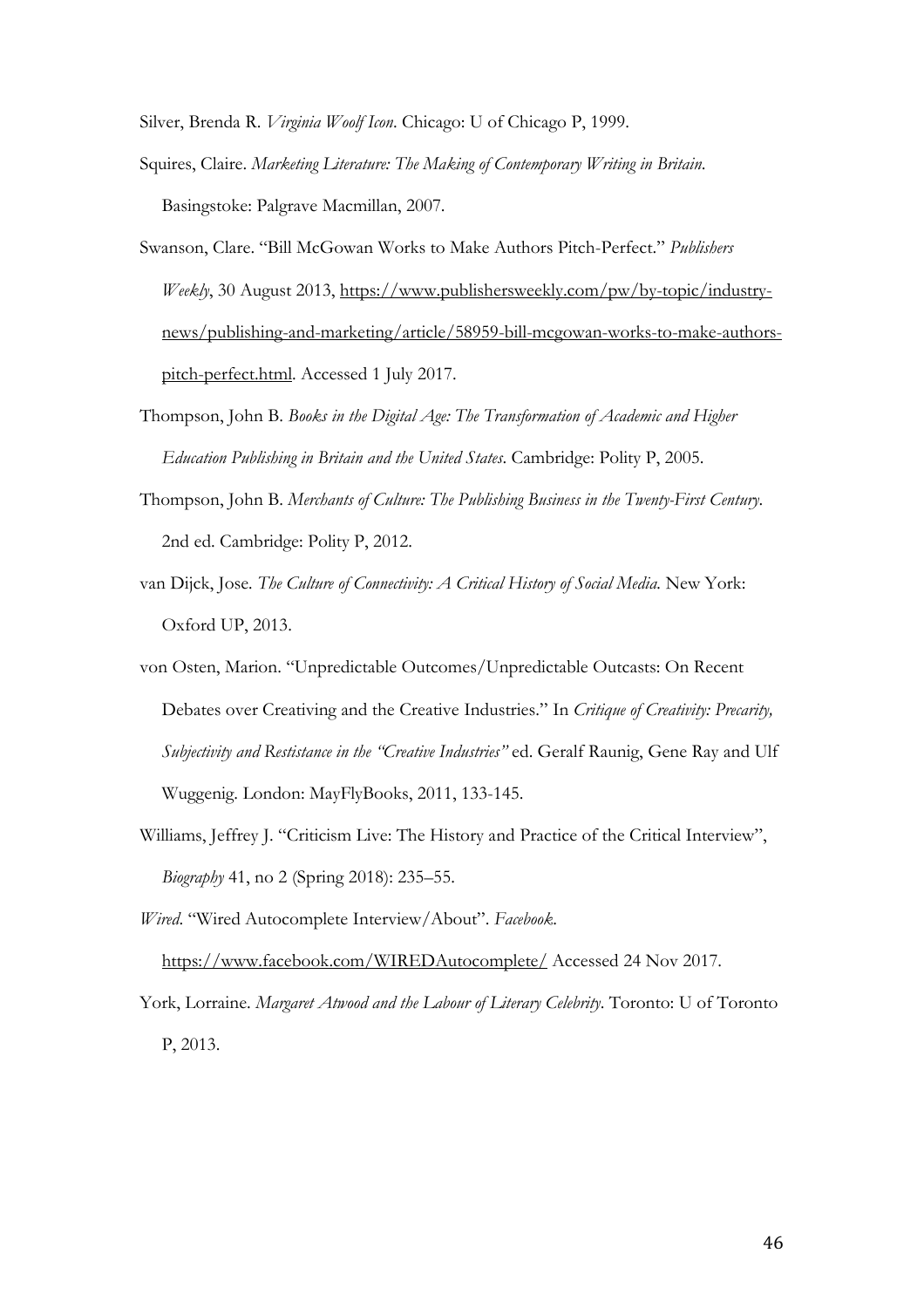Silver, Brenda R. *Virginia Woolf Icon*. Chicago: U of Chicago P, 1999.

Squires, Claire. *Marketing Literature: The Making of Contemporary Writing in Britain*. Basingstoke: Palgrave Macmillan, 2007.

Swanson, Clare. "Bill McGowan Works to Make Authors Pitch-Perfect." *Publishers Weekly*, 30 August 2013, https://www.publishersweekly.com/pw/by-topic/industry-news/publishing-and-marketing/article/58959-bill-mcgowan-works-to-make-authors-pitch-perfect.html. Accessed 1 July 2017.

Thompson, John B. *Books in the Digital Age: The Transformation of Academic and Higher Education Publishing in Britain and the United States*. Cambridge: Polity P, 2005.

Thompson, John B. *Merchants of Culture: The Publishing Business in the Twenty-First Century*. 2nd ed. Cambridge: Polity P, 2012.

van Dijck, Jose. *The Culture of Connectivity: A Critical History of Social Media.* New York: Oxford UP, 2013.

von Osten, Marion. "Unpredictable Outcomes/Unpredictable Outcasts: On Recent Debates over Creativing and the Creative Industries." In *Critique of Creativity: Precarity, Subjectivity and Restistance in the "Creative Industries"* ed. Geralf Raunig, Gene Ray and Ulf Wuggenig. London: MayFlyBooks, 2011, 133-145.

Williams, Jeffrey J. "Criticism Live: The History and Practice of the Critical Interview", *Biography* 41, no 2 (Spring 2018): 235–55.

*Wired*. "Wired Autocomplete Interview/About". *Facebook.* https://www.facebook.com/WIREDAutocomplete/ Accessed 24 Nov 2017.

York, Lorraine. *Margaret Atwood and the Labour of Literary Celebrity*. Toronto: U of Toronto P, 2013.